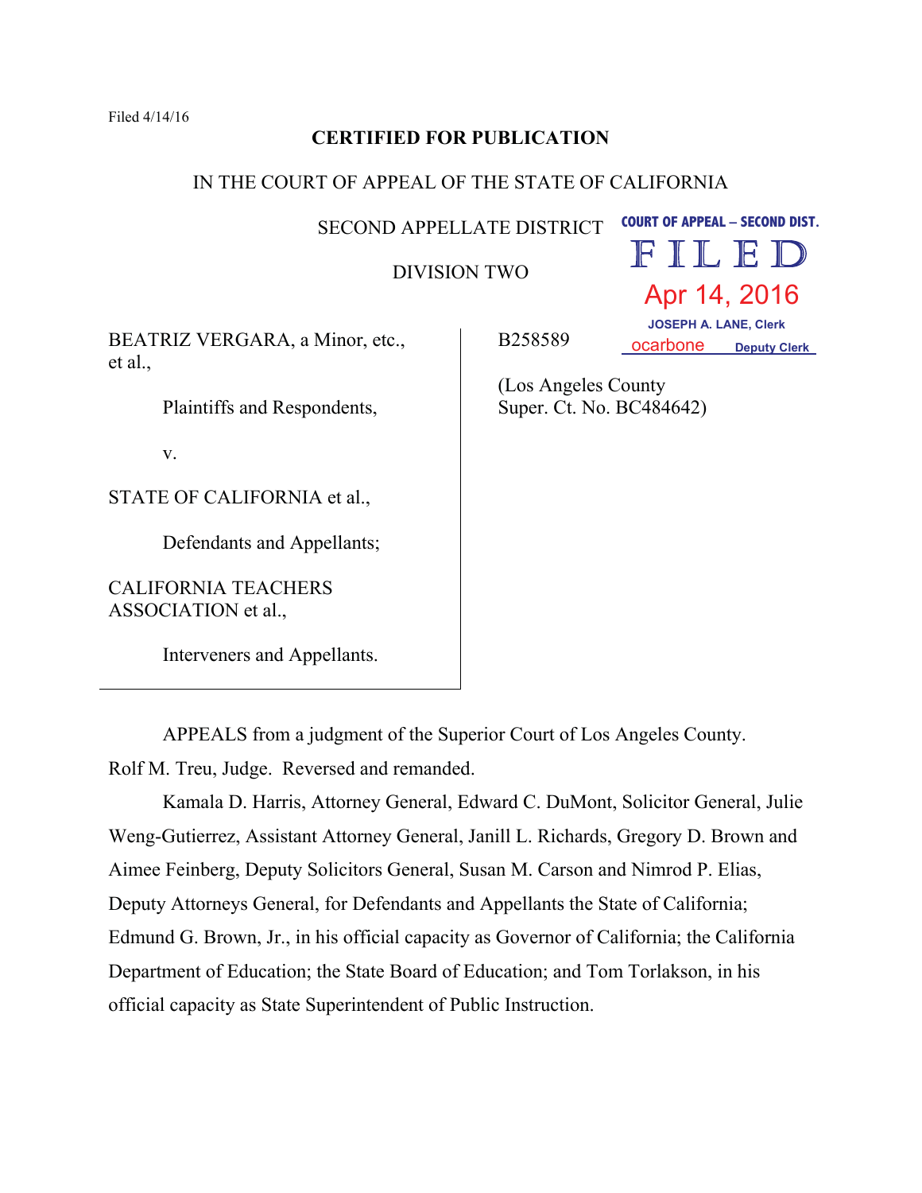Filed 4/14/16

**CERTIFIED FOR PUBLICATION**

IN THE COURT OF APPEAL OF THE STATE OF CALIFORNIA

SECOND APPELLATE DISTRICT

DIVISION TWO

COURT OF APPEAL – SECOND DIST.
FILED
Apr 14, 2016
JOSEPH A. LANE, Clerk
ocarbone Deputy Clerk

BEATRIZ VERGARA, a Minor, etc., et al.,

Plaintiffs and Respondents,

v.

STATE OF CALIFORNIA et al.,

Defendants and Appellants;

CALIFORNIA TEACHERS ASSOCIATION et al.,

Interveners and Appellants.

B258589

(Los Angeles County Super. Ct. No. BC484642)

APPEALS from a judgment of the Superior Court of Los Angeles County. Rolf M. Treu, Judge. Reversed and remanded.

Kamala D. Harris, Attorney General, Edward C. DuMont, Solicitor General, Julie Weng-Gutierrez, Assistant Attorney General, Janill L. Richards, Gregory D. Brown and Aimee Feinberg, Deputy Solicitors General, Susan M. Carson and Nimrod P. Elias, Deputy Attorneys General, for Defendants and Appellants the State of California; Edmund G. Brown, Jr., in his official capacity as Governor of California; the California Department of Education; the State Board of Education; and Tom Torlakson, in his official capacity as State Superintendent of Public Instruction.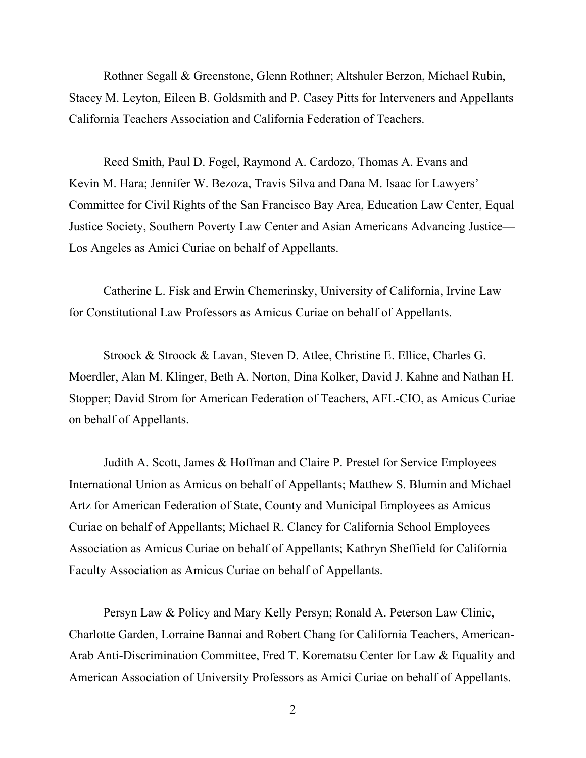Rothner Segall & Greenstone, Glenn Rothner; Altshuler Berzon, Michael Rubin, Stacey M. Leyton, Eileen B. Goldsmith and P. Casey Pitts for Interveners and Appellants California Teachers Association and California Federation of Teachers.

Reed Smith, Paul D. Fogel, Raymond A. Cardozo, Thomas A. Evans and Kevin M. Hara; Jennifer W. Bezoza, Travis Silva and Dana M. Isaac for Lawyers' Committee for Civil Rights of the San Francisco Bay Area, Education Law Center, Equal Justice Society, Southern Poverty Law Center and Asian Americans Advancing Justice—Los Angeles as Amici Curiae on behalf of Appellants.

Catherine L. Fisk and Erwin Chemerinsky, University of California, Irvine Law for Constitutional Law Professors as Amicus Curiae on behalf of Appellants.

Stroock & Stroock & Lavan, Steven D. Atlee, Christine E. Ellice, Charles G. Moerdler, Alan M. Klinger, Beth A. Norton, Dina Kolker, David J. Kahne and Nathan H. Stopper; David Strom for American Federation of Teachers, AFL-CIO, as Amicus Curiae on behalf of Appellants.

Judith A. Scott, James & Hoffman and Claire P. Prestel for Service Employees International Union as Amicus on behalf of Appellants; Matthew S. Blumin and Michael Artz for American Federation of State, County and Municipal Employees as Amicus Curiae on behalf of Appellants; Michael R. Clancy for California School Employees Association as Amicus Curiae on behalf of Appellants; Kathryn Sheffield for California Faculty Association as Amicus Curiae on behalf of Appellants.

Persyn Law & Policy and Mary Kelly Persyn; Ronald A. Peterson Law Clinic, Charlotte Garden, Lorraine Bannai and Robert Chang for California Teachers, American-Arab Anti-Discrimination Committee, Fred T. Korematsu Center for Law & Equality and American Association of University Professors as Amici Curiae on behalf of Appellants.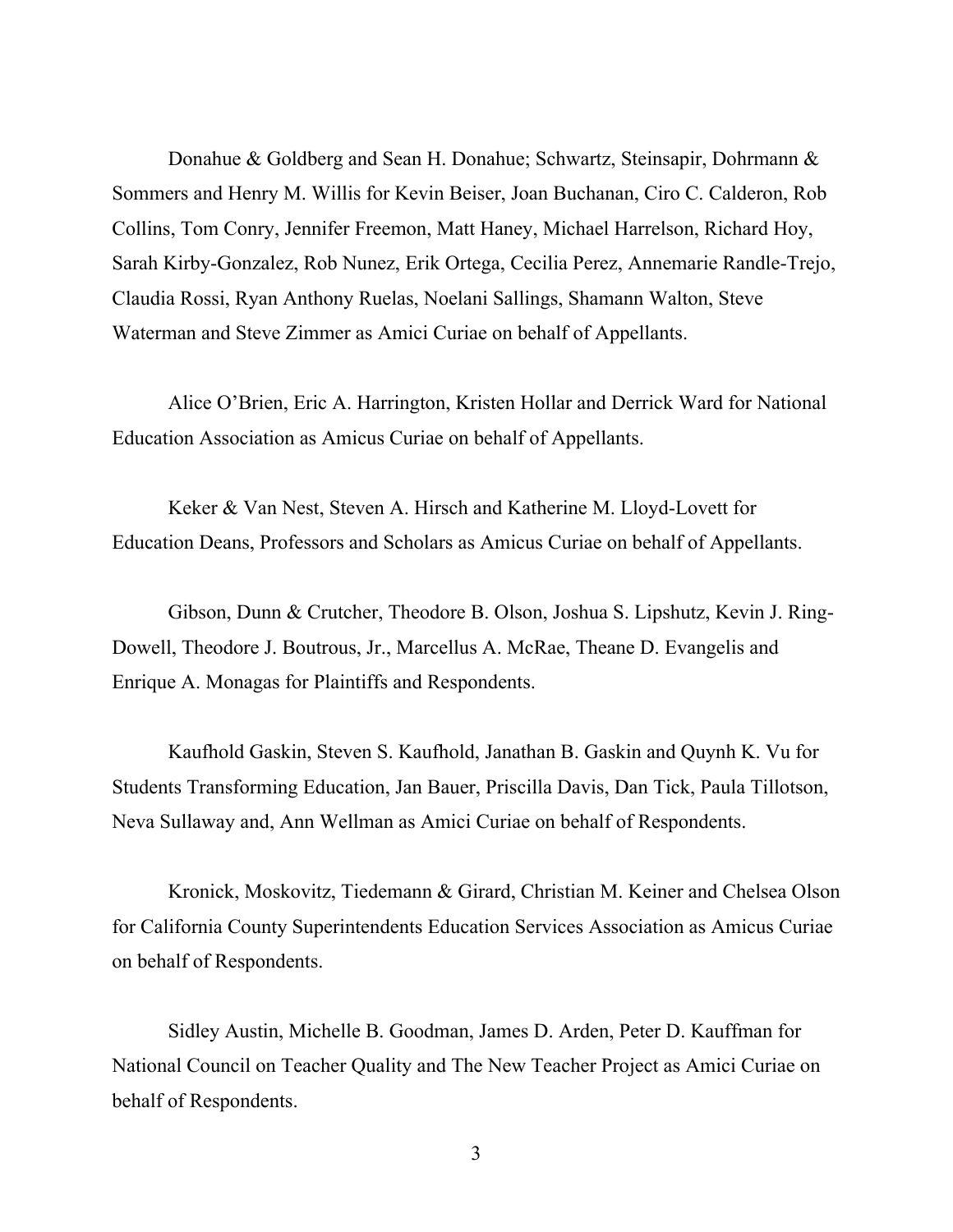Donahue & Goldberg and Sean H. Donahue; Schwartz, Steinsapir, Dohrmann & Sommers and Henry M. Willis for Kevin Beiser, Joan Buchanan, Ciro C. Calderon, Rob Collins, Tom Conry, Jennifer Freemon, Matt Haney, Michael Harrelson, Richard Hoy, Sarah Kirby-Gonzalez, Rob Nunez, Erik Ortega, Cecilia Perez, Annemarie Randle-Trejo, Claudia Rossi, Ryan Anthony Ruelas, Noelani Sallings, Shamann Walton, Steve Waterman and Steve Zimmer as Amici Curiae on behalf of Appellants.

Alice O'Brien, Eric A. Harrington, Kristen Hollar and Derrick Ward for National Education Association as Amicus Curiae on behalf of Appellants.

Keker & Van Nest, Steven A. Hirsch and Katherine M. Lloyd-Lovett for Education Deans, Professors and Scholars as Amicus Curiae on behalf of Appellants.

Gibson, Dunn & Crutcher, Theodore B. Olson, Joshua S. Lipshutz, Kevin J. Ring-Dowell, Theodore J. Boutrous, Jr., Marcellus A. McRae, Theane D. Evangelis and Enrique A. Monagas for Plaintiffs and Respondents.

Kaufhold Gaskin, Steven S. Kaufhold, Janathan B. Gaskin and Quynh K. Vu for Students Transforming Education, Jan Bauer, Priscilla Davis, Dan Tick, Paula Tillotson, Neva Sullaway and, Ann Wellman as Amici Curiae on behalf of Respondents.

Kronick, Moskovitz, Tiedemann & Girard, Christian M. Keiner and Chelsea Olson for California County Superintendents Education Services Association as Amicus Curiae on behalf of Respondents.

Sidley Austin, Michelle B. Goodman, James D. Arden, Peter D. Kauffman for National Council on Teacher Quality and The New Teacher Project as Amici Curiae on behalf of Respondents.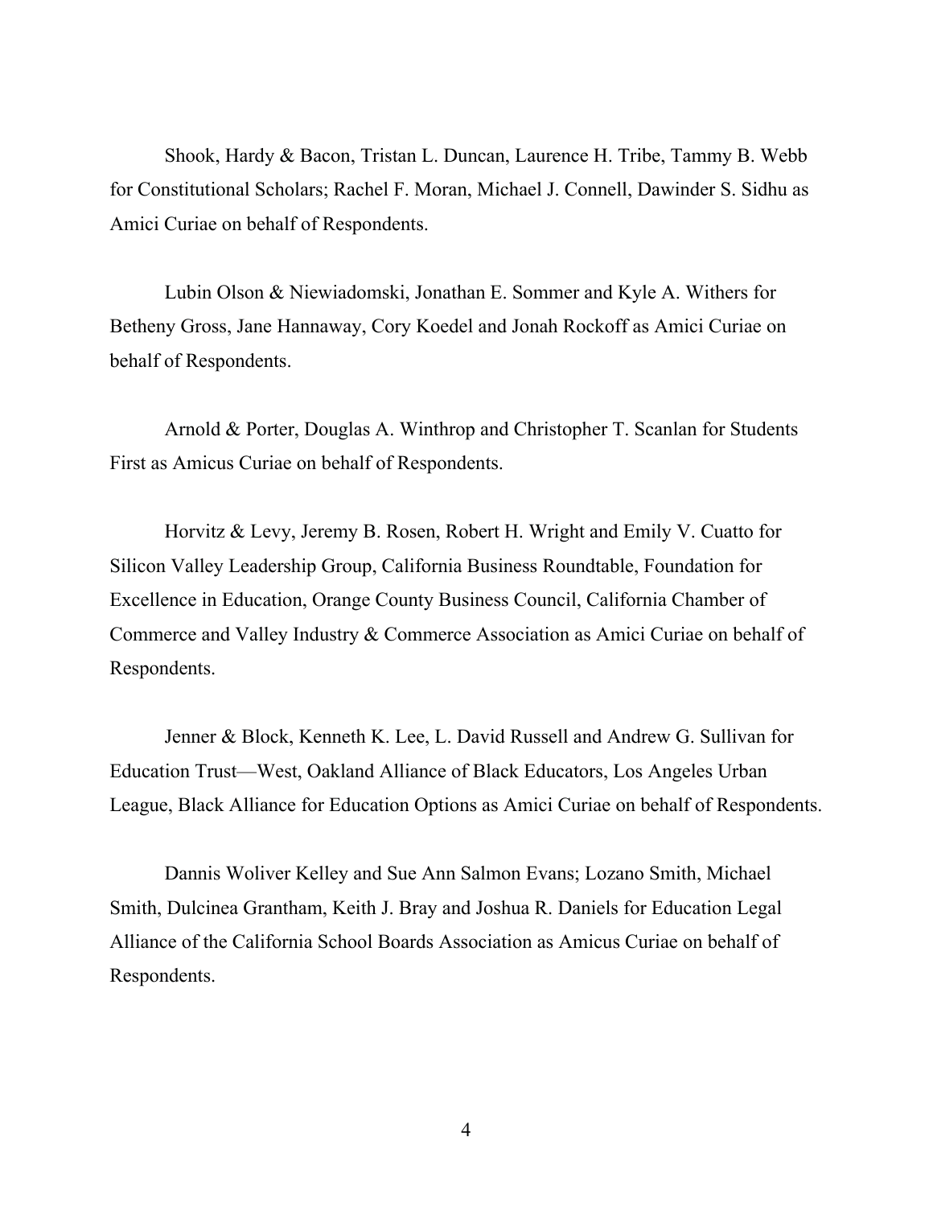Shook, Hardy & Bacon, Tristan L. Duncan, Laurence H. Tribe, Tammy B. Webb for Constitutional Scholars; Rachel F. Moran, Michael J. Connell, Dawinder S. Sidhu as Amici Curiae on behalf of Respondents.

Lubin Olson & Niewiadomski, Jonathan E. Sommer and Kyle A. Withers for Betheny Gross, Jane Hannaway, Cory Koedel and Jonah Rockoff as Amici Curiae on behalf of Respondents.

Arnold & Porter, Douglas A. Winthrop and Christopher T. Scanlan for Students First as Amicus Curiae on behalf of Respondents.

Horvitz & Levy, Jeremy B. Rosen, Robert H. Wright and Emily V. Cuatto for Silicon Valley Leadership Group, California Business Roundtable, Foundation for Excellence in Education, Orange County Business Council, California Chamber of Commerce and Valley Industry & Commerce Association as Amici Curiae on behalf of Respondents.

Jenner & Block, Kenneth K. Lee, L. David Russell and Andrew G. Sullivan for Education Trust—West, Oakland Alliance of Black Educators, Los Angeles Urban League, Black Alliance for Education Options as Amici Curiae on behalf of Respondents.

Dannis Woliver Kelley and Sue Ann Salmon Evans; Lozano Smith, Michael Smith, Dulcinea Grantham, Keith J. Bray and Joshua R. Daniels for Education Legal Alliance of the California School Boards Association as Amicus Curiae on behalf of Respondents.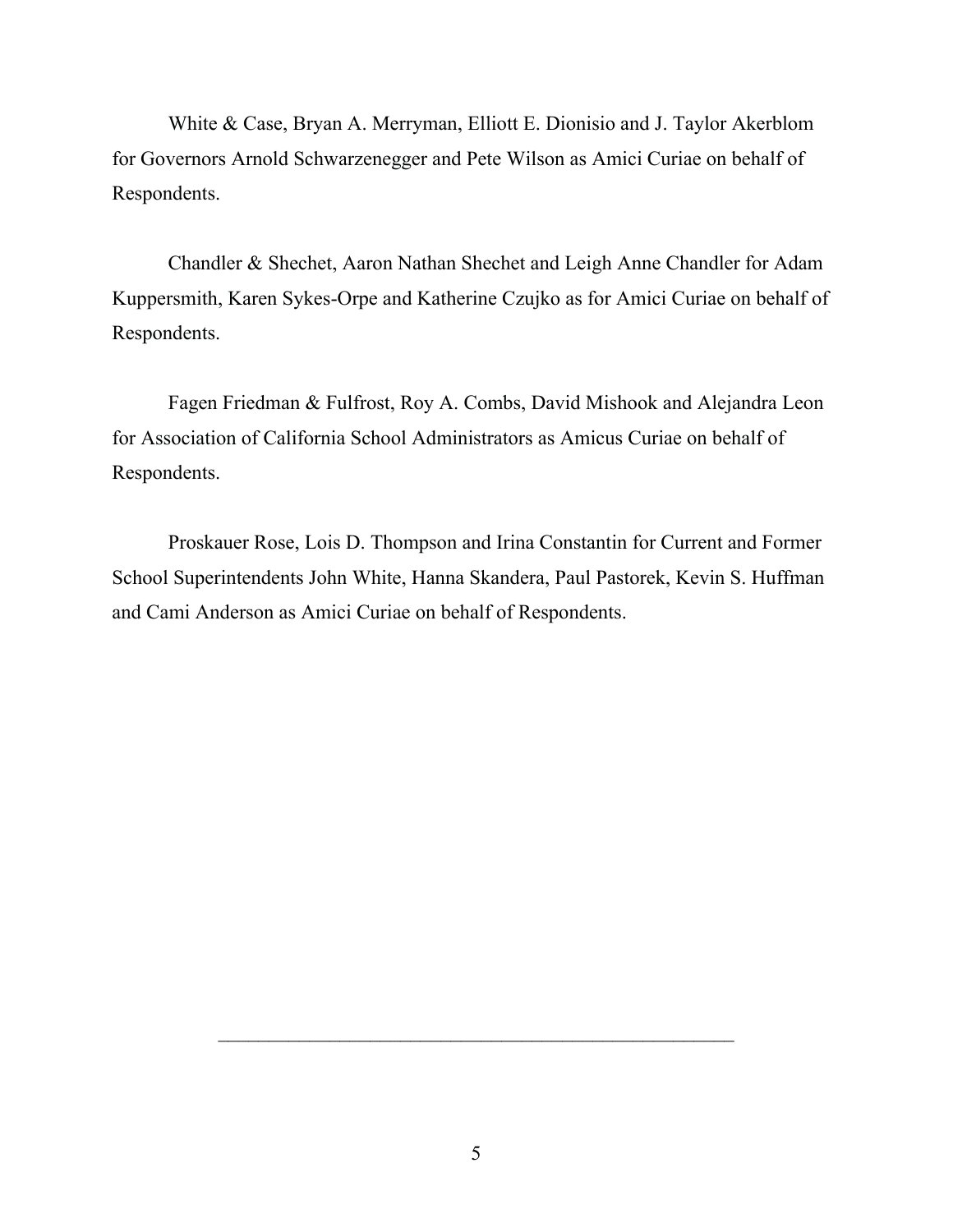White & Case, Bryan A. Merryman, Elliott E. Dionisio and J. Taylor Akerblom for Governors Arnold Schwarzenegger and Pete Wilson as Amici Curiae on behalf of Respondents.

Chandler & Shechet, Aaron Nathan Shechet and Leigh Anne Chandler for Adam Kuppersmith, Karen Sykes-Orpe and Katherine Czujko as for Amici Curiae on behalf of Respondents.

Fagen Friedman & Fulfrost, Roy A. Combs, David Mishook and Alejandra Leon for Association of California School Administrators as Amicus Curiae on behalf of Respondents.

Proskauer Rose, Lois D. Thompson and Irina Constantin for Current and Former School Superintendents John White, Hanna Skandera, Paul Pastorek, Kevin S. Huffman and Cami Anderson as Amici Curiae on behalf of Respondents.

---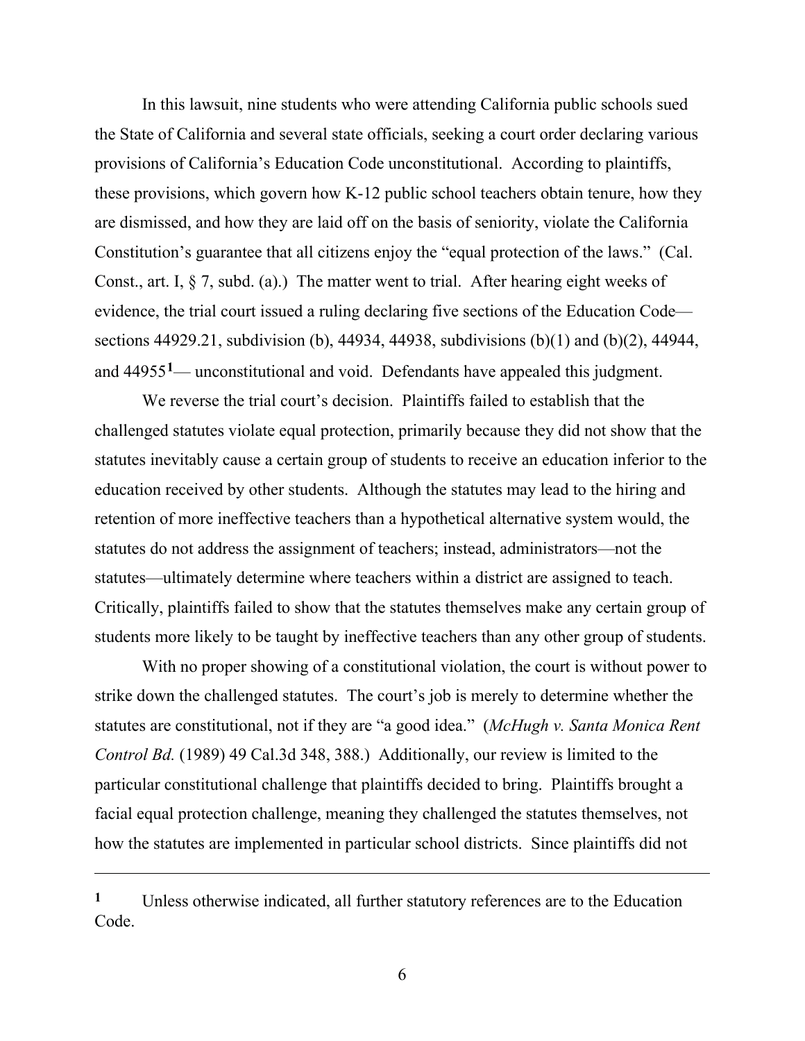In this lawsuit, nine students who were attending California public schools sued the State of California and several state officials, seeking a court order declaring various provisions of California's Education Code unconstitutional. According to plaintiffs, these provisions, which govern how K-12 public school teachers obtain tenure, how they are dismissed, and how they are laid off on the basis of seniority, violate the California Constitution's guarantee that all citizens enjoy the "equal protection of the laws." (Cal. Const., art. I, § 7, subd. (a).) The matter went to trial. After hearing eight weeks of evidence, the trial court issued a ruling declaring five sections of the Education Code—sections 44929.21, subdivision (b), 44934, 44938, subdivisions (b)(1) and (b)(2), 44944, and 44955[1]— unconstitutional and void. Defendants have appealed this judgment.

We reverse the trial court's decision. Plaintiffs failed to establish that the challenged statutes violate equal protection, primarily because they did not show that the statutes inevitably cause a certain group of students to receive an education inferior to the education received by other students. Although the statutes may lead to the hiring and retention of more ineffective teachers than a hypothetical alternative system would, the statutes do not address the assignment of teachers; instead, administrators—not the statutes—ultimately determine where teachers within a district are assigned to teach. Critically, plaintiffs failed to show that the statutes themselves make any certain group of students more likely to be taught by ineffective teachers than any other group of students.

With no proper showing of a constitutional violation, the court is without power to strike down the challenged statutes. The court's job is merely to determine whether the statutes are constitutional, not if they are "a good idea." (*McHugh v. Santa Monica Rent Control Bd.* (1989) 49 Cal.3d 348, 388.) Additionally, our review is limited to the particular constitutional challenge that plaintiffs decided to bring. Plaintiffs brought a facial equal protection challenge, meaning they challenged the statutes themselves, not how the statutes are implemented in particular school districts. Since plaintiffs did not

---

[1] Unless otherwise indicated, all further statutory references are to the Education Code.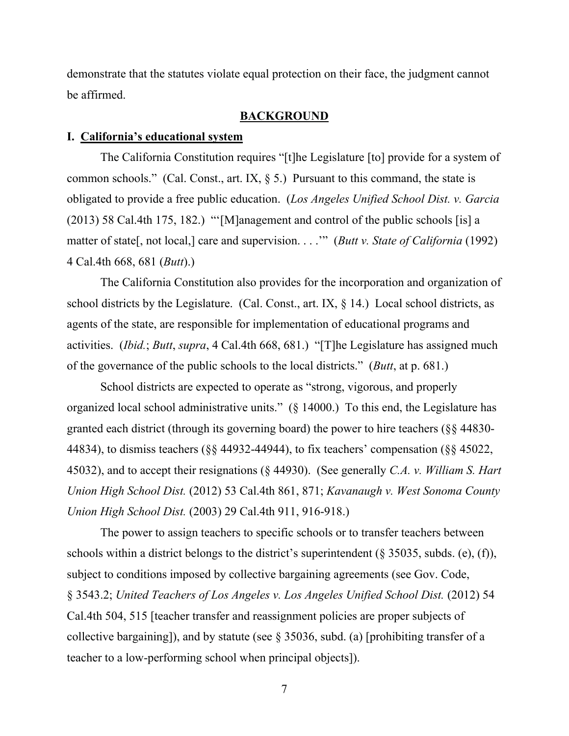demonstrate that the statutes violate equal protection on their face, the judgment cannot be affirmed.

## **BACKGROUND**

### I. **California's educational system**

The California Constitution requires "[t]he Legislature [to] provide for a system of common schools." (Cal. Const., art. IX, § 5.) Pursuant to this command, the state is obligated to provide a free public education. (*Los Angeles Unified School Dist. v. Garcia* (2013) 58 Cal.4th 175, 182.) "'[M]anagement and control of the public schools [is] a matter of state[, not local,] care and supervision. . . .'" (*Butt v. State of California* (1992) 4 Cal.4th 668, 681 (*Butt*).)

The California Constitution also provides for the incorporation and organization of school districts by the Legislature. (Cal. Const., art. IX, § 14.) Local school districts, as agents of the state, are responsible for implementation of educational programs and activities. (*Ibid.*; *Butt*, *supra*, 4 Cal.4th 668, 681.) "[T]he Legislature has assigned much of the governance of the public schools to the local districts." (*Butt*, at p. 681.)

School districts are expected to operate as "strong, vigorous, and properly organized local school administrative units." (§ 14000.) To this end, the Legislature has granted each district (through its governing board) the power to hire teachers (§§ 44830-44834), to dismiss teachers (§§ 44932-44944), to fix teachers' compensation (§§ 45022, 45032), and to accept their resignations (§ 44930). (See generally *C.A. v. William S. Hart Union High School Dist.* (2012) 53 Cal.4th 861, 871; *Kavanaugh v. West Sonoma County Union High School Dist.* (2003) 29 Cal.4th 911, 916-918.)

The power to assign teachers to specific schools or to transfer teachers between schools within a district belongs to the district's superintendent (§ 35035, subds. (e), (f)), subject to conditions imposed by collective bargaining agreements (see Gov. Code, § 3543.2; *United Teachers of Los Angeles v. Los Angeles Unified School Dist.* (2012) 54 Cal.4th 504, 515 [teacher transfer and reassignment policies are proper subjects of collective bargaining]), and by statute (see § 35036, subd. (a) [prohibiting transfer of a teacher to a low-performing school when principal objects]).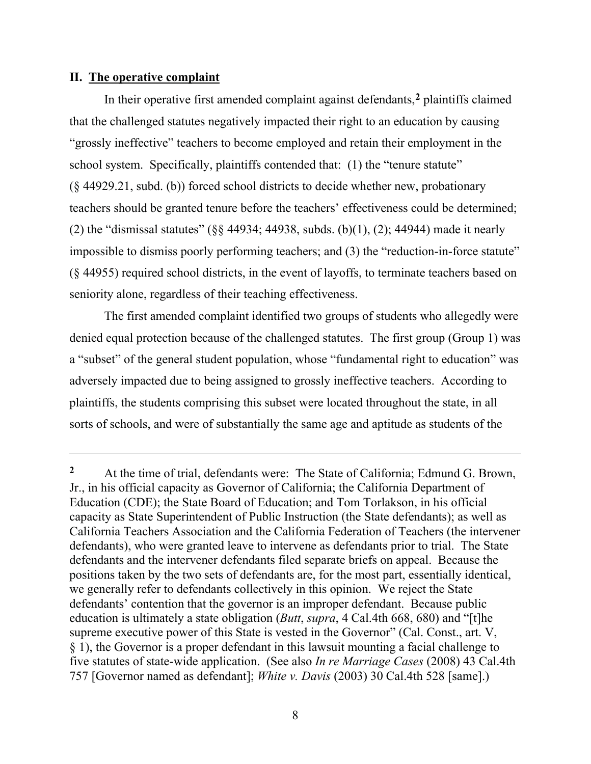## II. The operative complaint

In their operative first amended complaint against defendants,[2] plaintiffs claimed that the challenged statutes negatively impacted their right to an education by causing "grossly ineffective" teachers to become employed and retain their employment in the school system. Specifically, plaintiffs contended that: (1) the "tenure statute" (§ 44929.21, subd. (b)) forced school districts to decide whether new, probationary teachers should be granted tenure before the teachers' effectiveness could be determined; (2) the "dismissal statutes" (§§ 44934; 44938, subds. (b)(1), (2); 44944) made it nearly impossible to dismiss poorly performing teachers; and (3) the "reduction-in-force statute" (§ 44955) required school districts, in the event of layoffs, to terminate teachers based on seniority alone, regardless of their teaching effectiveness.

The first amended complaint identified two groups of students who allegedly were denied equal protection because of the challenged statutes. The first group (Group 1) was a "subset" of the general student population, whose "fundamental right to education" was adversely impacted due to being assigned to grossly ineffective teachers. According to plaintiffs, the students comprising this subset were located throughout the state, in all sorts of schools, and were of substantially the same age and aptitude as students of the

---

[2] At the time of trial, defendants were: The State of California; Edmund G. Brown, Jr., in his official capacity as Governor of California; the California Department of Education (CDE); the State Board of Education; and Tom Torlakson, in his official capacity as State Superintendent of Public Instruction (the State defendants); as well as California Teachers Association and the California Federation of Teachers (the intervener defendants), who were granted leave to intervene as defendants prior to trial. The State defendants and the intervener defendants filed separate briefs on appeal. Because the positions taken by the two sets of defendants are, for the most part, essentially identical, we generally refer to defendants collectively in this opinion. We reject the State defendants' contention that the governor is an improper defendant. Because public education is ultimately a state obligation (*Butt*, *supra*, 4 Cal.4th 668, 680) and "[t]he supreme executive power of this State is vested in the Governor" (Cal. Const., art. V, § 1), the Governor is a proper defendant in this lawsuit mounting a facial challenge to five statutes of state-wide application. (See also *In re Marriage Cases* (2008) 43 Cal.4th 757 [Governor named as defendant]; *White v. Davis* (2003) 30 Cal.4th 528 [same].)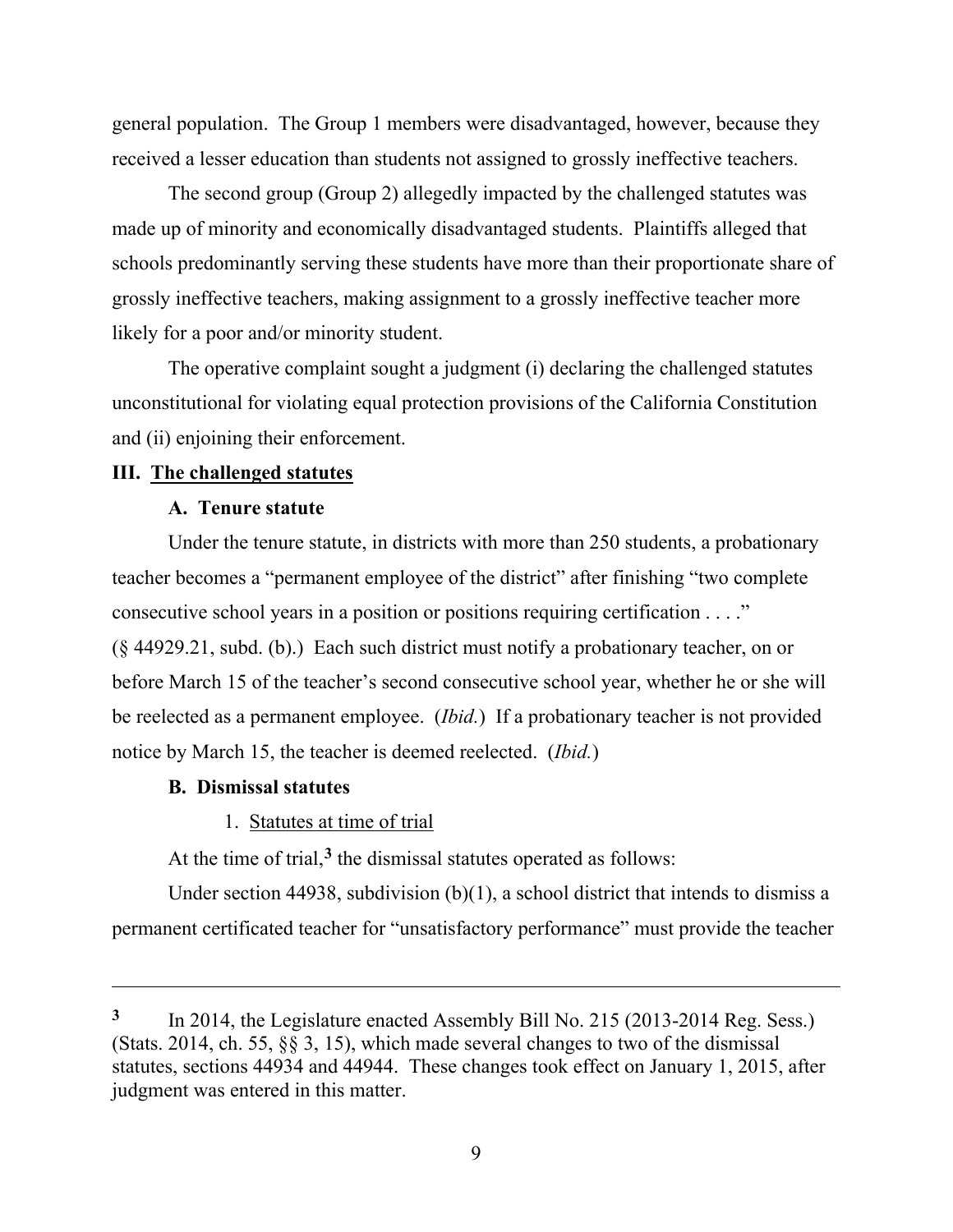general population. The Group 1 members were disadvantaged, however, because they received a lesser education than students not assigned to grossly ineffective teachers.

The second group (Group 2) allegedly impacted by the challenged statutes was made up of minority and economically disadvantaged students. Plaintiffs alleged that schools predominantly serving these students have more than their proportionate share of grossly ineffective teachers, making assignment to a grossly ineffective teacher more likely for a poor and/or minority student.

The operative complaint sought a judgment (i) declaring the challenged statutes unconstitutional for violating equal protection provisions of the California Constitution and (ii) enjoining their enforcement.

## III. The challenged statutes

### A. Tenure statute

Under the tenure statute, in districts with more than 250 students, a probationary teacher becomes a "permanent employee of the district" after finishing "two complete consecutive school years in a position or positions requiring certification . . . ." (§ 44929.21, subd. (b).) Each such district must notify a probationary teacher, on or before March 15 of the teacher's second consecutive school year, whether he or she will be reelected as a permanent employee. (*Ibid.*) If a probationary teacher is not provided notice by March 15, the teacher is deemed reelected. (*Ibid.*)

### B. Dismissal statutes

1. Statutes at time of trial

At the time of trial,[3] the dismissal statutes operated as follows:

Under section 44938, subdivision (b)(1), a school district that intends to dismiss a permanent certificated teacher for "unsatisfactory performance" must provide the teacher

---

[3] In 2014, the Legislature enacted Assembly Bill No. 215 (2013-2014 Reg. Sess.) (Stats. 2014, ch. 55, §§ 3, 15), which made several changes to two of the dismissal statutes, sections 44934 and 44944. These changes took effect on January 1, 2015, after judgment was entered in this matter.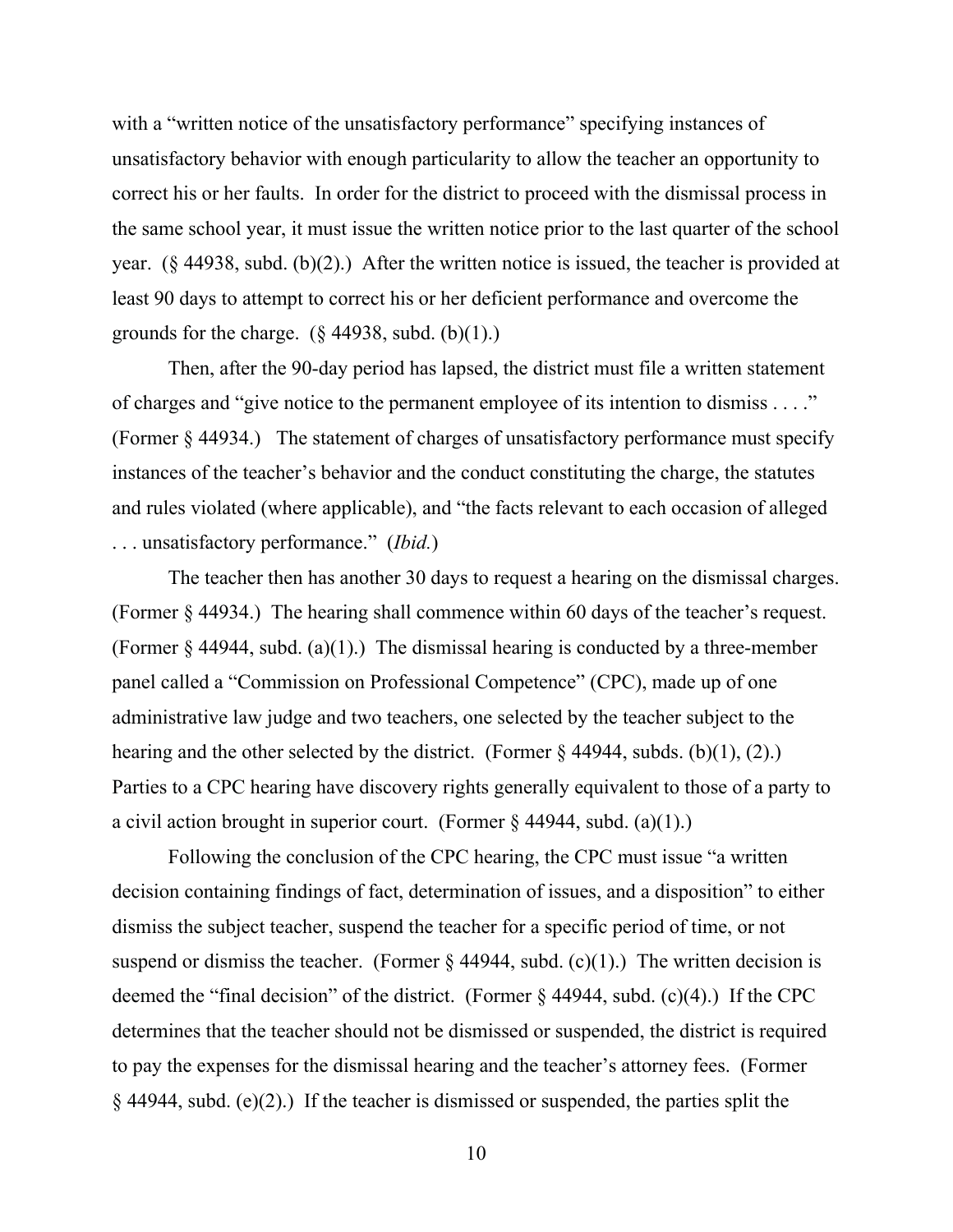with a "written notice of the unsatisfactory performance" specifying instances of unsatisfactory behavior with enough particularity to allow the teacher an opportunity to correct his or her faults. In order for the district to proceed with the dismissal process in the same school year, it must issue the written notice prior to the last quarter of the school year. (§ 44938, subd. (b)(2).) After the written notice is issued, the teacher is provided at least 90 days to attempt to correct his or her deficient performance and overcome the grounds for the charge. (§ 44938, subd. (b)(1).)

Then, after the 90-day period has lapsed, the district must file a written statement of charges and "give notice to the permanent employee of its intention to dismiss . . . ." (Former § 44934.) The statement of charges of unsatisfactory performance must specify instances of the teacher's behavior and the conduct constituting the charge, the statutes and rules violated (where applicable), and "the facts relevant to each occasion of alleged . . . unsatisfactory performance." (*Ibid.*)

The teacher then has another 30 days to request a hearing on the dismissal charges. (Former § 44934.) The hearing shall commence within 60 days of the teacher's request. (Former § 44944, subd. (a)(1).) The dismissal hearing is conducted by a three-member panel called a "Commission on Professional Competence" (CPC), made up of one administrative law judge and two teachers, one selected by the teacher subject to the hearing and the other selected by the district. (Former § 44944, subds. (b)(1), (2).) Parties to a CPC hearing have discovery rights generally equivalent to those of a party to a civil action brought in superior court. (Former § 44944, subd. (a)(1).)

Following the conclusion of the CPC hearing, the CPC must issue "a written decision containing findings of fact, determination of issues, and a disposition" to either dismiss the subject teacher, suspend the teacher for a specific period of time, or not suspend or dismiss the teacher. (Former § 44944, subd. (c)(1).) The written decision is deemed the "final decision" of the district. (Former § 44944, subd. (c)(4).) If the CPC determines that the teacher should not be dismissed or suspended, the district is required to pay the expenses for the dismissal hearing and the teacher's attorney fees. (Former § 44944, subd. (e)(2).) If the teacher is dismissed or suspended, the parties split the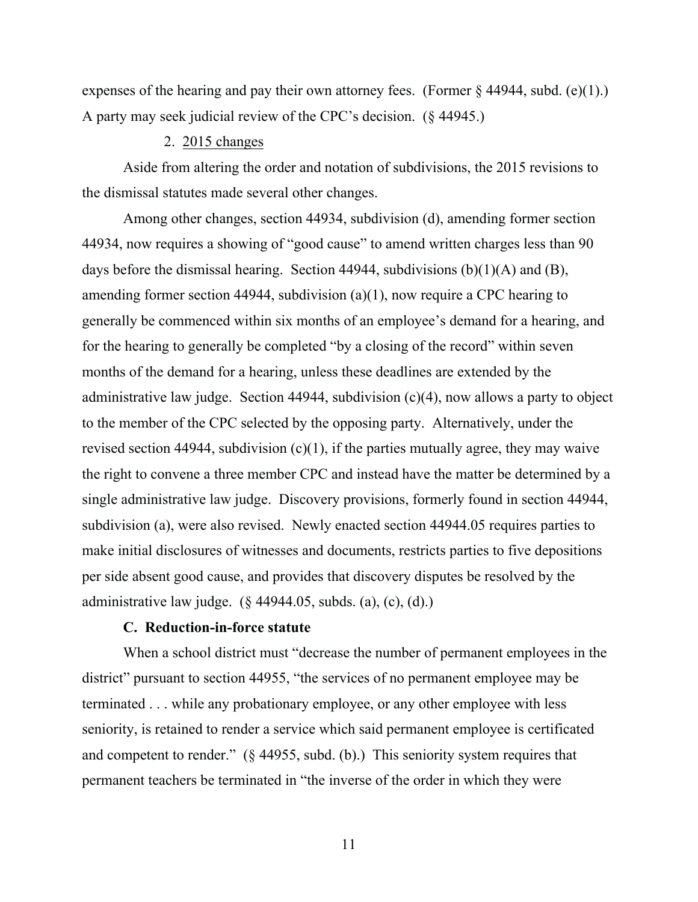expenses of the hearing and pay their own attorney fees. (Former § 44944, subd. (e)(1).) A party may seek judicial review of the CPC's decision. (§ 44945.)

2. 2015 changes

Aside from altering the order and notation of subdivisions, the 2015 revisions to the dismissal statutes made several other changes.

Among other changes, section 44934, subdivision (d), amending former section 44934, now requires a showing of "good cause" to amend written charges less than 90 days before the dismissal hearing. Section 44944, subdivisions (b)(1)(A) and (B), amending former section 44944, subdivision (a)(1), now require a CPC hearing to generally be commenced within six months of an employee's demand for a hearing, and for the hearing to generally be completed "by a closing of the record" within seven months of the demand for a hearing, unless these deadlines are extended by the administrative law judge. Section 44944, subdivision (c)(4), now allows a party to object to the member of the CPC selected by the opposing party. Alternatively, under the revised section 44944, subdivision (c)(1), if the parties mutually agree, they may waive the right to convene a three member CPC and instead have the matter be determined by a single administrative law judge. Discovery provisions, formerly found in section 44944, subdivision (a), were also revised. Newly enacted section 44944.05 requires parties to make initial disclosures of witnesses and documents, restricts parties to five depositions per side absent good cause, and provides that discovery disputes be resolved by the administrative law judge. (§ 44944.05, subds. (a), (c), (d).)

### C. Reduction-in-force statute

When a school district must "decrease the number of permanent employees in the district" pursuant to section 44955, "the services of no permanent employee may be terminated . . . while any probationary employee, or any other employee with less seniority, is retained to render a service which said permanent employee is certificated and competent to render." (§ 44955, subd. (b).) This seniority system requires that permanent teachers be terminated in "the inverse of the order in which they were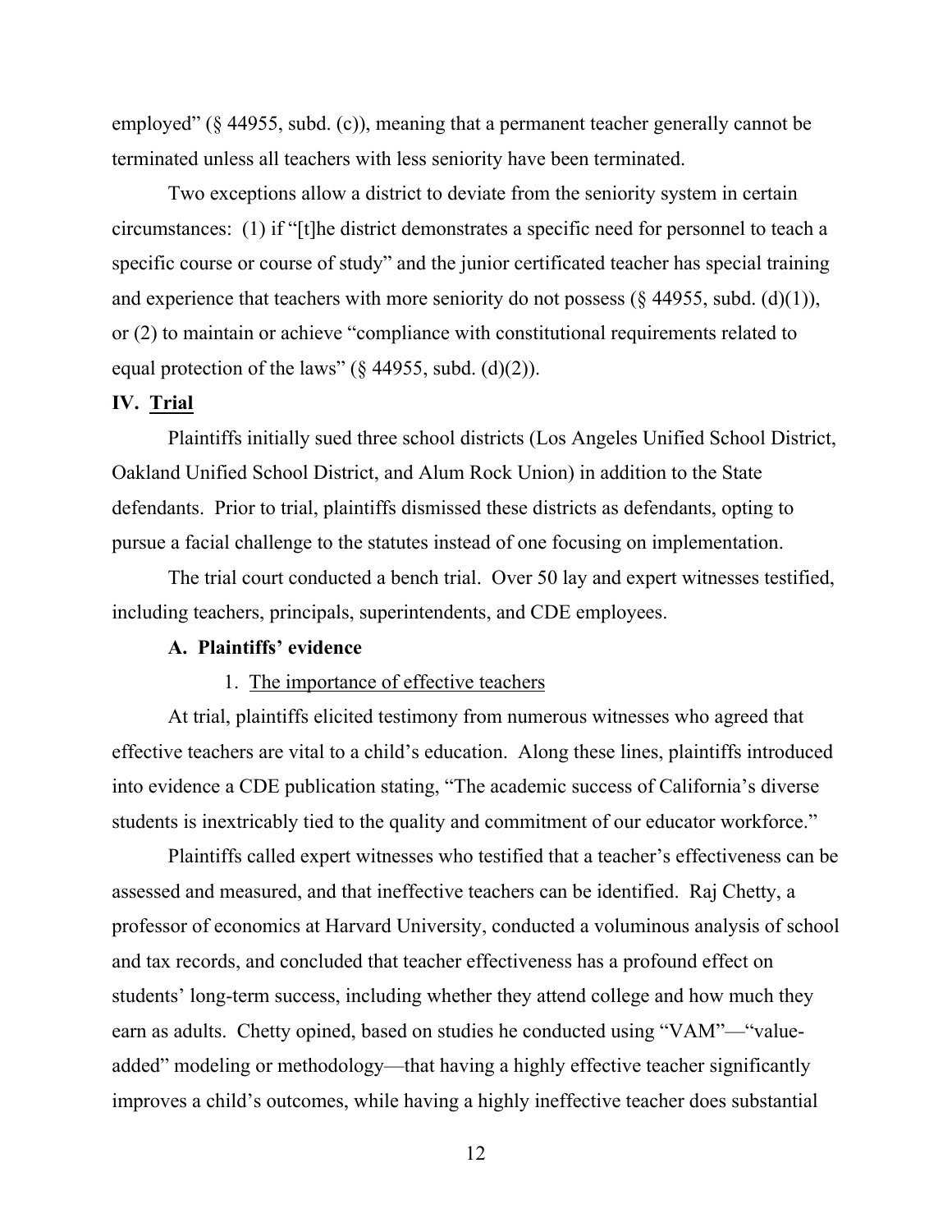employed" (§ 44955, subd. (c)), meaning that a permanent teacher generally cannot be terminated unless all teachers with less seniority have been terminated.

Two exceptions allow a district to deviate from the seniority system in certain circumstances: (1) if "[t]he district demonstrates a specific need for personnel to teach a specific course or course of study" and the junior certificated teacher has special training and experience that teachers with more seniority do not possess (§ 44955, subd. (d)(1)), or (2) to maintain or achieve "compliance with constitutional requirements related to equal protection of the laws" (§ 44955, subd. (d)(2)).

## IV. <u>Trial</u>

Plaintiffs initially sued three school districts (Los Angeles Unified School District, Oakland Unified School District, and Alum Rock Union) in addition to the State defendants. Prior to trial, plaintiffs dismissed these districts as defendants, opting to pursue a facial challenge to the statutes instead of one focusing on implementation.

The trial court conducted a bench trial. Over 50 lay and expert witnesses testified, including teachers, principals, superintendents, and CDE employees.

### A. Plaintiffs' evidence

#### 1. <u>The importance of effective teachers</u>

At trial, plaintiffs elicited testimony from numerous witnesses who agreed that effective teachers are vital to a child's education. Along these lines, plaintiffs introduced into evidence a CDE publication stating, "The academic success of California's diverse students is inextricably tied to the quality and commitment of our educator workforce."

Plaintiffs called expert witnesses who testified that a teacher's effectiveness can be assessed and measured, and that ineffective teachers can be identified. Raj Chetty, a professor of economics at Harvard University, conducted a voluminous analysis of school and tax records, and concluded that teacher effectiveness has a profound effect on students' long-term success, including whether they attend college and how much they earn as adults. Chetty opined, based on studies he conducted using "VAM"—"value-added" modeling or methodology—that having a highly effective teacher significantly improves a child's outcomes, while having a highly ineffective teacher does substantial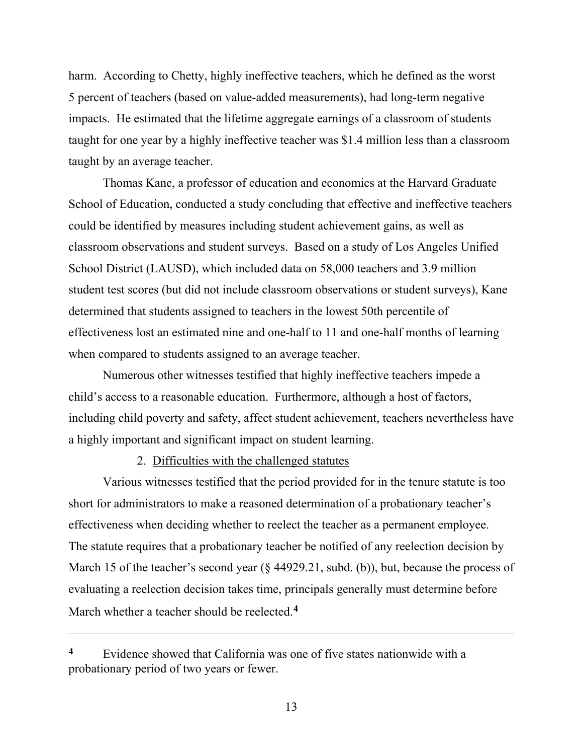harm. According to Chetty, highly ineffective teachers, which he defined as the worst 5 percent of teachers (based on value-added measurements), had long-term negative impacts. He estimated that the lifetime aggregate earnings of a classroom of students taught for one year by a highly ineffective teacher was $1.4 million less than a classroom taught by an average teacher.

Thomas Kane, a professor of education and economics at the Harvard Graduate School of Education, conducted a study concluding that effective and ineffective teachers could be identified by measures including student achievement gains, as well as classroom observations and student surveys. Based on a study of Los Angeles Unified School District (LAUSD), which included data on 58,000 teachers and 3.9 million student test scores (but did not include classroom observations or student surveys), Kane determined that students assigned to teachers in the lowest 50th percentile of effectiveness lost an estimated nine and one-half to 11 and one-half months of learning when compared to students assigned to an average teacher.

Numerous other witnesses testified that highly ineffective teachers impede a child's access to a reasonable education. Furthermore, although a host of factors, including child poverty and safety, affect student achievement, teachers nevertheless have a highly important and significant impact on student learning.

2. Difficulties with the challenged statutes

Various witnesses testified that the period provided for in the tenure statute is too short for administrators to make a reasoned determination of a probationary teacher's effectiveness when deciding whether to reelect the teacher as a permanent employee. The statute requires that a probationary teacher be notified of any reelection decision by March 15 of the teacher's second year (§ 44929.21, subd. (b)), but, because the process of evaluating a reelection decision takes time, principals generally must determine before March whether a teacher should be reelected.[4]

---

[4] Evidence showed that California was one of five states nationwide with a probationary period of two years or fewer.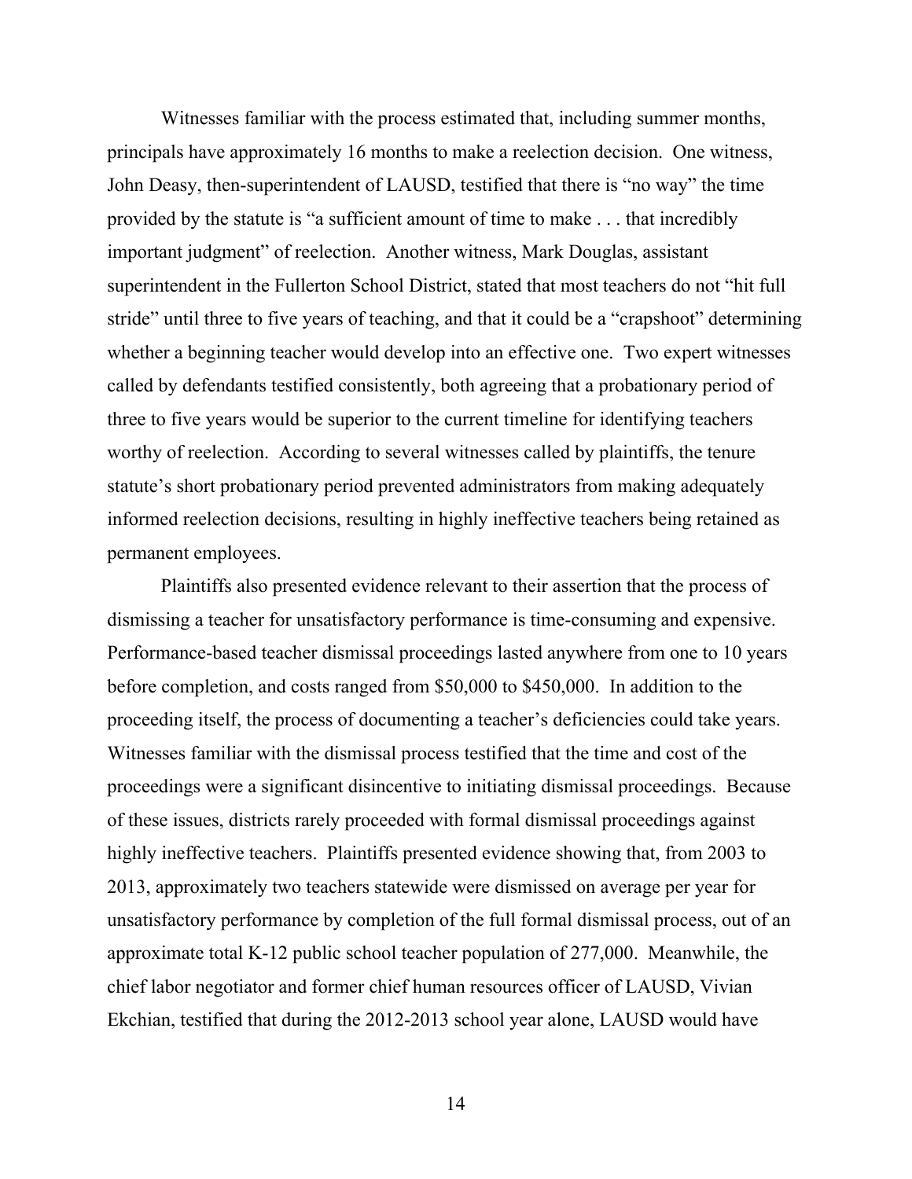Witnesses familiar with the process estimated that, including summer months, principals have approximately 16 months to make a reelection decision. One witness, John Deasy, then-superintendent of LAUSD, testified that there is "no way" the time provided by the statute is "a sufficient amount of time to make . . . that incredibly important judgment" of reelection. Another witness, Mark Douglas, assistant superintendent in the Fullerton School District, stated that most teachers do not "hit full stride" until three to five years of teaching, and that it could be a "crapshoot" determining whether a beginning teacher would develop into an effective one. Two expert witnesses called by defendants testified consistently, both agreeing that a probationary period of three to five years would be superior to the current timeline for identifying teachers worthy of reelection. According to several witnesses called by plaintiffs, the tenure statute's short probationary period prevented administrators from making adequately informed reelection decisions, resulting in highly ineffective teachers being retained as permanent employees.

Plaintiffs also presented evidence relevant to their assertion that the process of dismissing a teacher for unsatisfactory performance is time-consuming and expensive. Performance-based teacher dismissal proceedings lasted anywhere from one to 10 years before completion, and costs ranged from $50,000 to $450,000. In addition to the proceeding itself, the process of documenting a teacher's deficiencies could take years. Witnesses familiar with the dismissal process testified that the time and cost of the proceedings were a significant disincentive to initiating dismissal proceedings. Because of these issues, districts rarely proceeded with formal dismissal proceedings against highly ineffective teachers. Plaintiffs presented evidence showing that, from 2003 to 2013, approximately two teachers statewide were dismissed on average per year for unsatisfactory performance by completion of the full formal dismissal process, out of an approximate total K-12 public school teacher population of 277,000. Meanwhile, the chief labor negotiator and former chief human resources officer of LAUSD, Vivian Ekchian, testified that during the 2012-2013 school year alone, LAUSD would have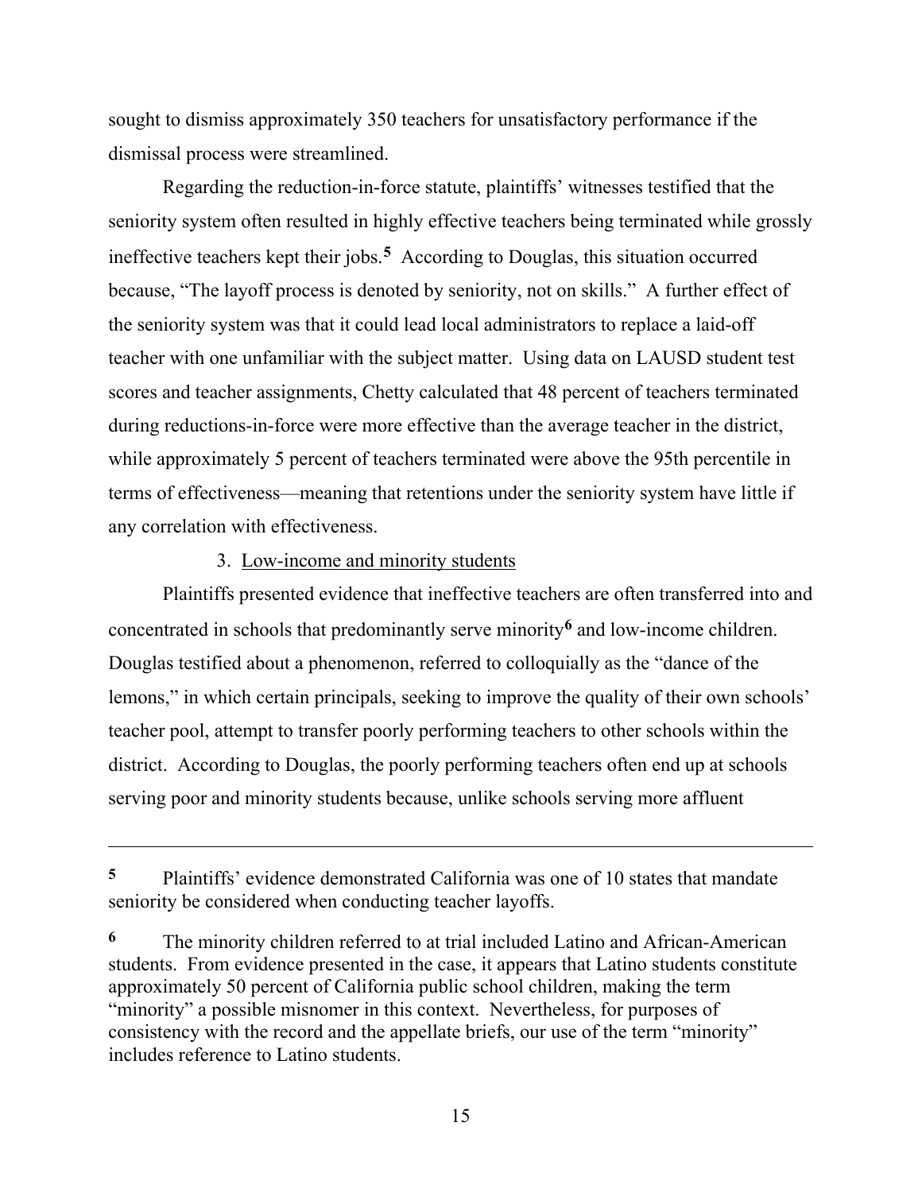sought to dismiss approximately 350 teachers for unsatisfactory performance if the dismissal process were streamlined.

Regarding the reduction-in-force statute, plaintiffs' witnesses testified that the seniority system often resulted in highly effective teachers being terminated while grossly ineffective teachers kept their jobs.[5] According to Douglas, this situation occurred because, "The layoff process is denoted by seniority, not on skills." A further effect of the seniority system was that it could lead local administrators to replace a laid-off teacher with one unfamiliar with the subject matter. Using data on LAUSD student test scores and teacher assignments, Chetty calculated that 48 percent of teachers terminated during reductions-in-force were more effective than the average teacher in the district, while approximately 5 percent of teachers terminated were above the 95th percentile in terms of effectiveness—meaning that retentions under the seniority system have little if any correlation with effectiveness.

3. Low-income and minority students

Plaintiffs presented evidence that ineffective teachers are often transferred into and concentrated in schools that predominantly serve minority[6] and low-income children. Douglas testified about a phenomenon, referred to colloquially as the "dance of the lemons," in which certain principals, seeking to improve the quality of their own schools' teacher pool, attempt to transfer poorly performing teachers to other schools within the district. According to Douglas, the poorly performing teachers often end up at schools serving poor and minority students because, unlike schools serving more affluent

---

[5] Plaintiffs' evidence demonstrated California was one of 10 states that mandate seniority be considered when conducting teacher layoffs.

[6] The minority children referred to at trial included Latino and African-American students. From evidence presented in the case, it appears that Latino students constitute approximately 50 percent of California public school children, making the term "minority" a possible misnomer in this context. Nevertheless, for purposes of consistency with the record and the appellate briefs, our use of the term "minority" includes reference to Latino students.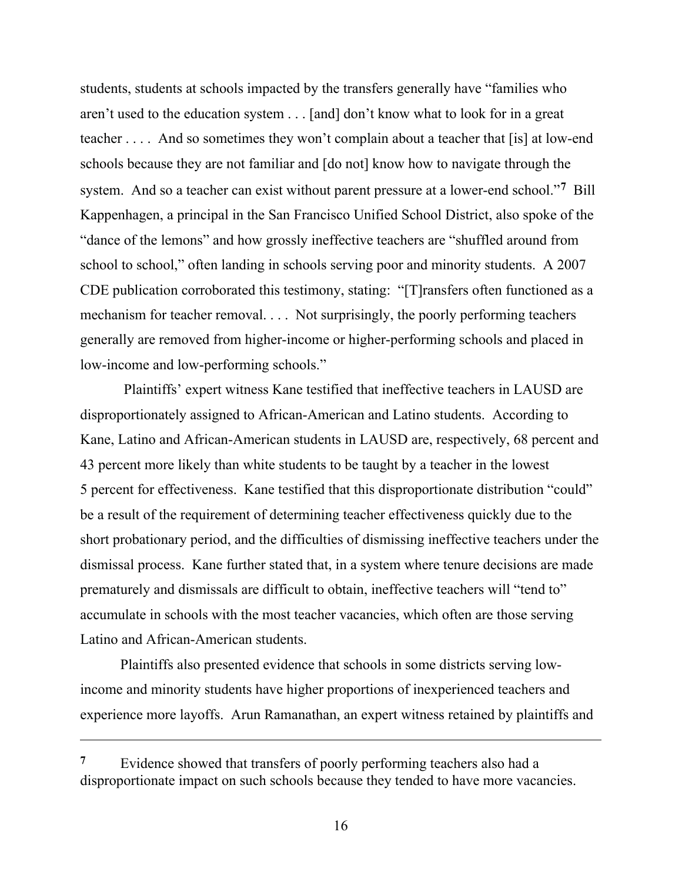students, students at schools impacted by the transfers generally have "families who aren't used to the education system . . . [and] don't know what to look for in a great teacher . . . . And so sometimes they won't complain about a teacher that [is] at low-end schools because they are not familiar and [do not] know how to navigate through the system. And so a teacher can exist without parent pressure at a lower-end school."[7] Bill Kappenhagen, a principal in the San Francisco Unified School District, also spoke of the "dance of the lemons" and how grossly ineffective teachers are "shuffled around from school to school," often landing in schools serving poor and minority students. A 2007 CDE publication corroborated this testimony, stating: "[T]ransfers often functioned as a mechanism for teacher removal. . . . Not surprisingly, the poorly performing teachers generally are removed from higher-income or higher-performing schools and placed in low-income and low-performing schools."

Plaintiffs' expert witness Kane testified that ineffective teachers in LAUSD are disproportionately assigned to African-American and Latino students. According to Kane, Latino and African-American students in LAUSD are, respectively, 68 percent and 43 percent more likely than white students to be taught by a teacher in the lowest 5 percent for effectiveness. Kane testified that this disproportionate distribution "could" be a result of the requirement of determining teacher effectiveness quickly due to the short probationary period, and the difficulties of dismissing ineffective teachers under the dismissal process. Kane further stated that, in a system where tenure decisions are made prematurely and dismissals are difficult to obtain, ineffective teachers will "tend to" accumulate in schools with the most teacher vacancies, which often are those serving Latino and African-American students.

Plaintiffs also presented evidence that schools in some districts serving low-income and minority students have higher proportions of inexperienced teachers and experience more layoffs. Arun Ramanathan, an expert witness retained by plaintiffs and

---

[7] Evidence showed that transfers of poorly performing teachers also had a disproportionate impact on such schools because they tended to have more vacancies.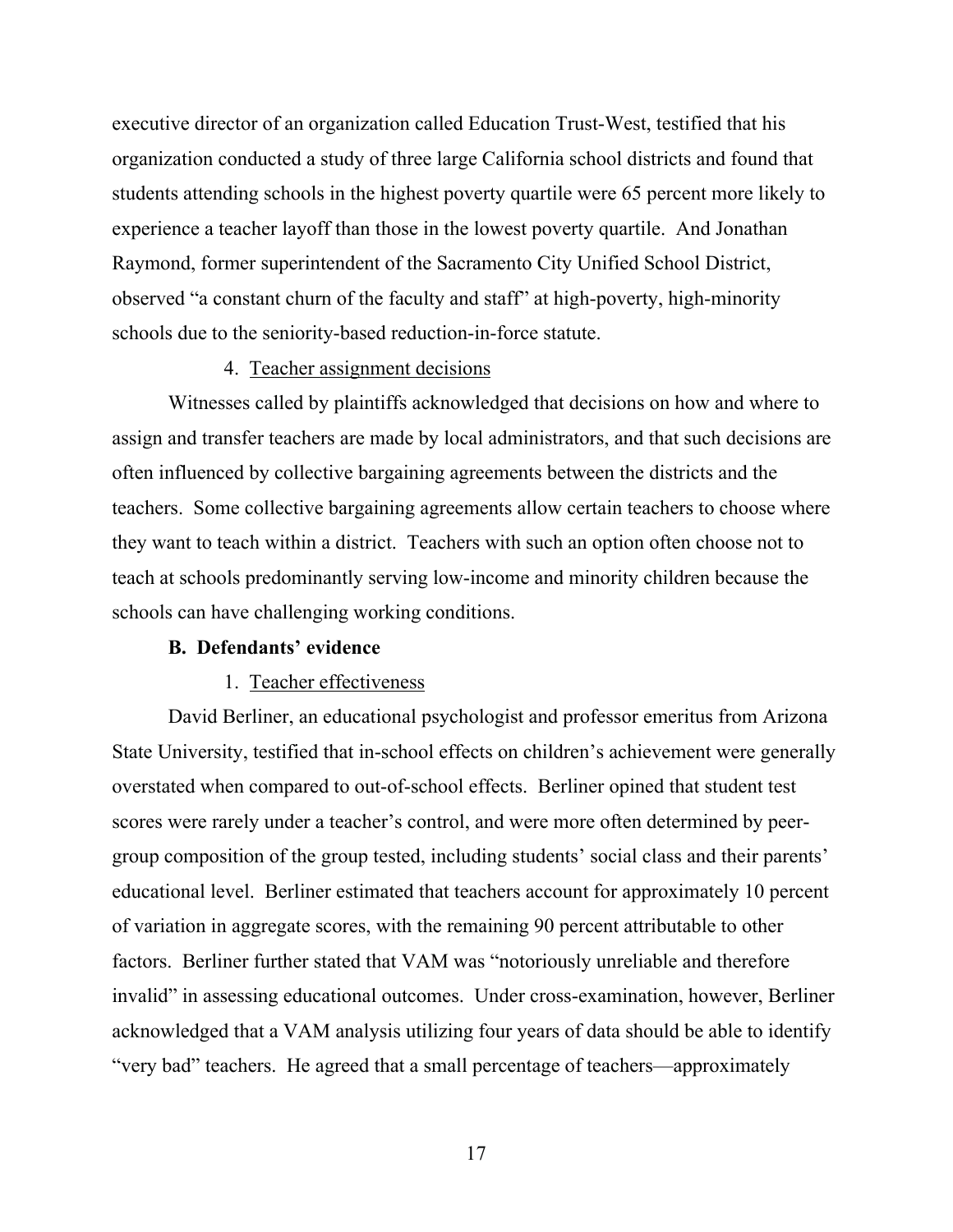executive director of an organization called Education Trust-West, testified that his organization conducted a study of three large California school districts and found that students attending schools in the highest poverty quartile were 65 percent more likely to experience a teacher layoff than those in the lowest poverty quartile. And Jonathan Raymond, former superintendent of the Sacramento City Unified School District, observed "a constant churn of the faculty and staff" at high-poverty, high-minority schools due to the seniority-based reduction-in-force statute.

4. Teacher assignment decisions

Witnesses called by plaintiffs acknowledged that decisions on how and where to assign and transfer teachers are made by local administrators, and that such decisions are often influenced by collective bargaining agreements between the districts and the teachers. Some collective bargaining agreements allow certain teachers to choose where they want to teach within a district. Teachers with such an option often choose not to teach at schools predominantly serving low-income and minority children because the schools can have challenging working conditions.

**B. Defendants' evidence**

1. Teacher effectiveness

David Berliner, an educational psychologist and professor emeritus from Arizona State University, testified that in-school effects on children's achievement were generally overstated when compared to out-of-school effects. Berliner opined that student test scores were rarely under a teacher's control, and were more often determined by peer-group composition of the group tested, including students' social class and their parents' educational level. Berliner estimated that teachers account for approximately 10 percent of variation in aggregate scores, with the remaining 90 percent attributable to other factors. Berliner further stated that VAM was "notoriously unreliable and therefore invalid" in assessing educational outcomes. Under cross-examination, however, Berliner acknowledged that a VAM analysis utilizing four years of data should be able to identify "very bad" teachers. He agreed that a small percentage of teachers—approximately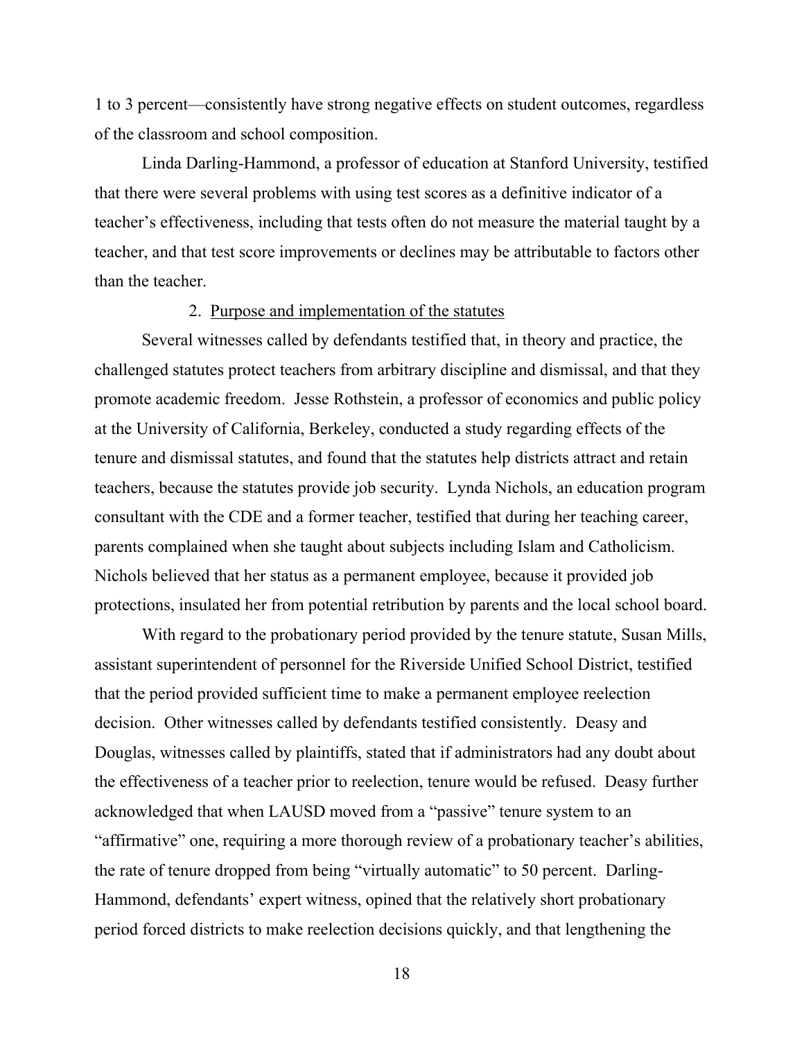1 to 3 percent—consistently have strong negative effects on student outcomes, regardless of the classroom and school composition.

Linda Darling-Hammond, a professor of education at Stanford University, testified that there were several problems with using test scores as a definitive indicator of a teacher's effectiveness, including that tests often do not measure the material taught by a teacher, and that test score improvements or declines may be attributable to factors other than the teacher.

2. Purpose and implementation of the statutes

Several witnesses called by defendants testified that, in theory and practice, the challenged statutes protect teachers from arbitrary discipline and dismissal, and that they promote academic freedom. Jesse Rothstein, a professor of economics and public policy at the University of California, Berkeley, conducted a study regarding effects of the tenure and dismissal statutes, and found that the statutes help districts attract and retain teachers, because the statutes provide job security. Lynda Nichols, an education program consultant with the CDE and a former teacher, testified that during her teaching career, parents complained when she taught about subjects including Islam and Catholicism. Nichols believed that her status as a permanent employee, because it provided job protections, insulated her from potential retribution by parents and the local school board.

With regard to the probationary period provided by the tenure statute, Susan Mills, assistant superintendent of personnel for the Riverside Unified School District, testified that the period provided sufficient time to make a permanent employee reelection decision. Other witnesses called by defendants testified consistently. Deasy and Douglas, witnesses called by plaintiffs, stated that if administrators had any doubt about the effectiveness of a teacher prior to reelection, tenure would be refused. Deasy further acknowledged that when LAUSD moved from a "passive" tenure system to an "affirmative" one, requiring a more thorough review of a probationary teacher's abilities, the rate of tenure dropped from being "virtually automatic" to 50 percent. Darling-Hammond, defendants' expert witness, opined that the relatively short probationary period forced districts to make reelection decisions quickly, and that lengthening the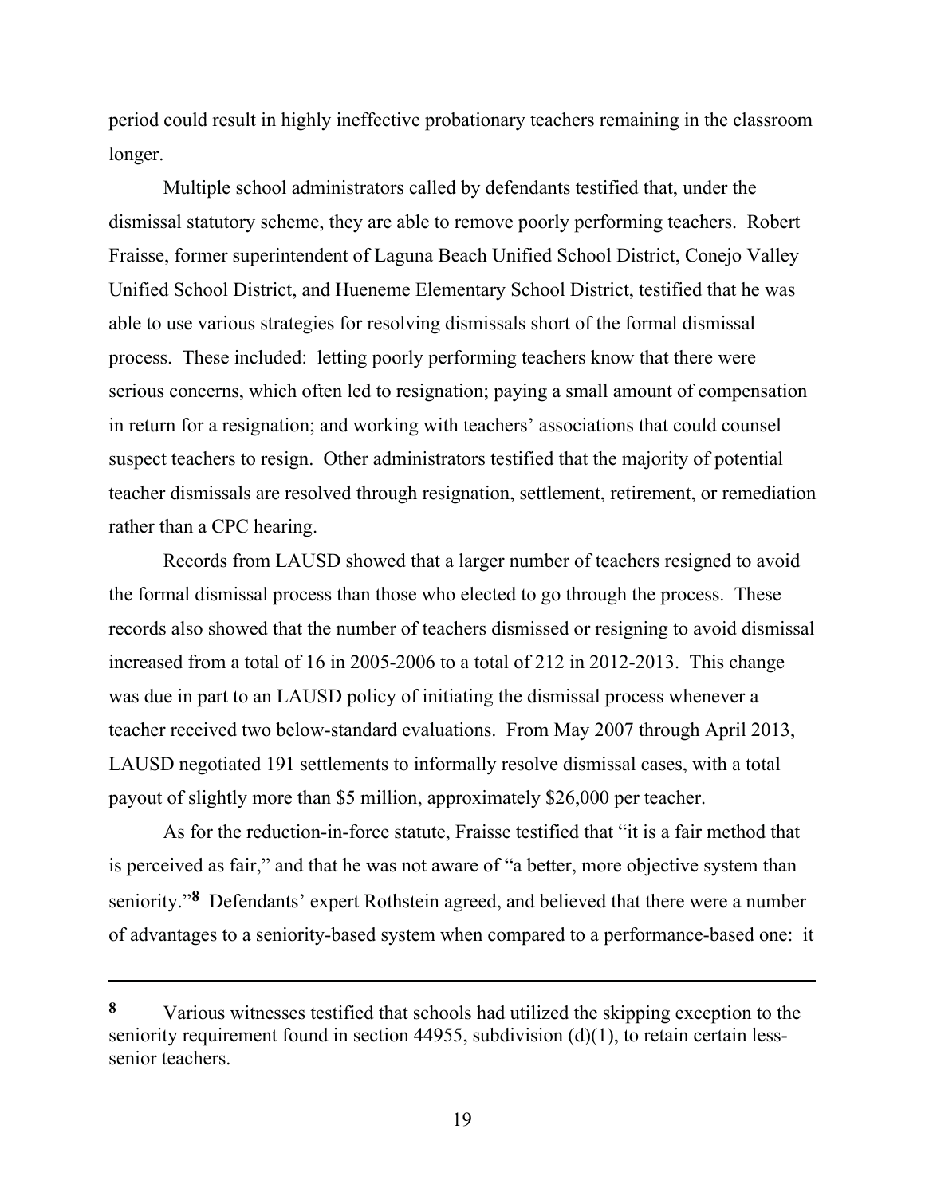period could result in highly ineffective probationary teachers remaining in the classroom longer.

Multiple school administrators called by defendants testified that, under the dismissal statutory scheme, they are able to remove poorly performing teachers. Robert Fraisse, former superintendent of Laguna Beach Unified School District, Conejo Valley Unified School District, and Hueneme Elementary School District, testified that he was able to use various strategies for resolving dismissals short of the formal dismissal process. These included: letting poorly performing teachers know that there were serious concerns, which often led to resignation; paying a small amount of compensation in return for a resignation; and working with teachers' associations that could counsel suspect teachers to resign. Other administrators testified that the majority of potential teacher dismissals are resolved through resignation, settlement, retirement, or remediation rather than a CPC hearing.

Records from LAUSD showed that a larger number of teachers resigned to avoid the formal dismissal process than those who elected to go through the process. These records also showed that the number of teachers dismissed or resigning to avoid dismissal increased from a total of 16 in 2005-2006 to a total of 212 in 2012-2013. This change was due in part to an LAUSD policy of initiating the dismissal process whenever a teacher received two below-standard evaluations. From May 2007 through April 2013, LAUSD negotiated 191 settlements to informally resolve dismissal cases, with a total payout of slightly more than $5 million, approximately $26,000 per teacher.

As for the reduction-in-force statute, Fraisse testified that "it is a fair method that is perceived as fair," and that he was not aware of "a better, more objective system than seniority."[8] Defendants' expert Rothstein agreed, and believed that there were a number of advantages to a seniority-based system when compared to a performance-based one: it

---

[8] Various witnesses testified that schools had utilized the skipping exception to the seniority requirement found in section 44955, subdivision (d)(1), to retain certain less-senior teachers.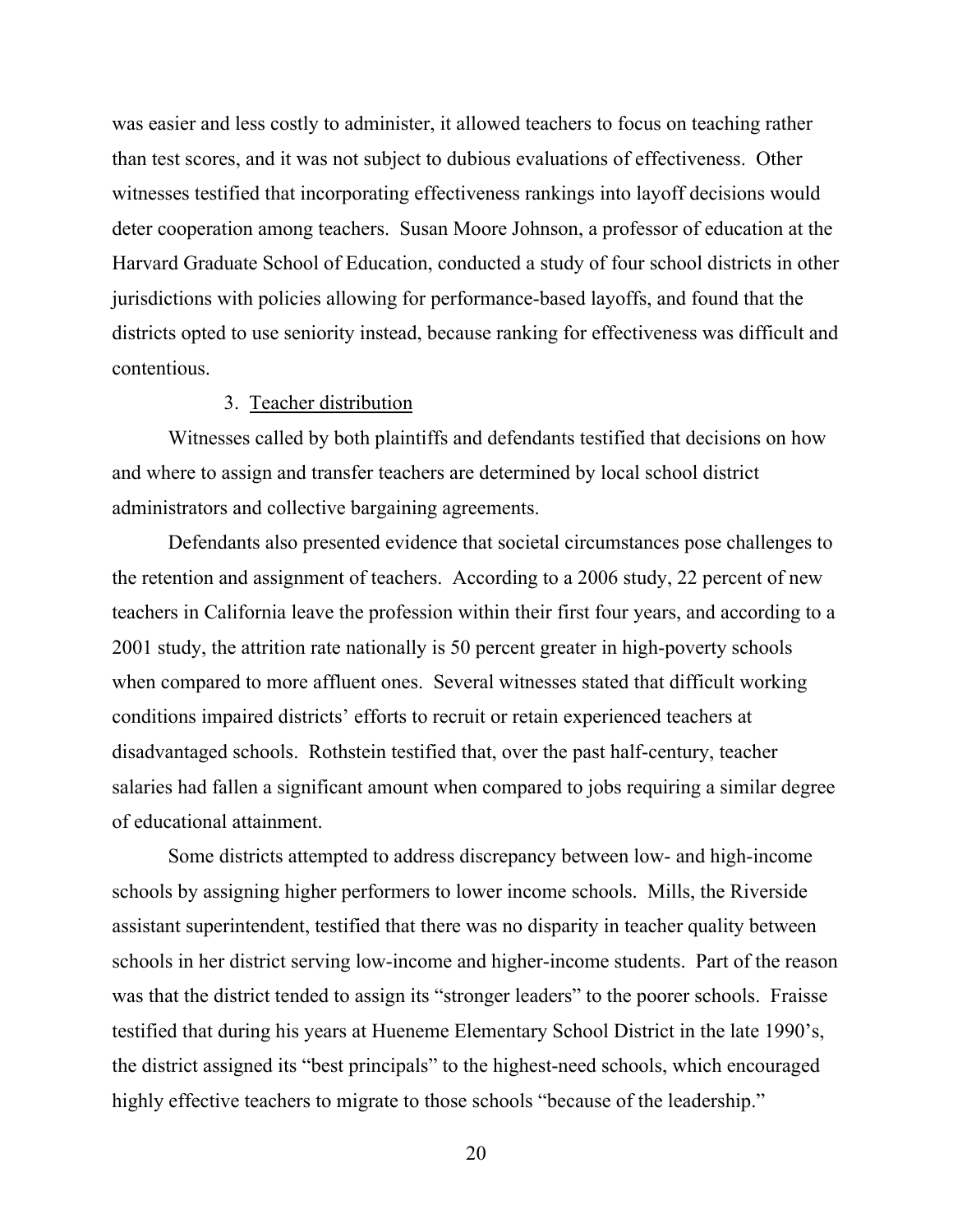was easier and less costly to administer, it allowed teachers to focus on teaching rather than test scores, and it was not subject to dubious evaluations of effectiveness. Other witnesses testified that incorporating effectiveness rankings into layoff decisions would deter cooperation among teachers. Susan Moore Johnson, a professor of education at the Harvard Graduate School of Education, conducted a study of four school districts in other jurisdictions with policies allowing for performance-based layoffs, and found that the districts opted to use seniority instead, because ranking for effectiveness was difficult and contentious.

3. Teacher distribution

Witnesses called by both plaintiffs and defendants testified that decisions on how and where to assign and transfer teachers are determined by local school district administrators and collective bargaining agreements.

Defendants also presented evidence that societal circumstances pose challenges to the retention and assignment of teachers. According to a 2006 study, 22 percent of new teachers in California leave the profession within their first four years, and according to a 2001 study, the attrition rate nationally is 50 percent greater in high-poverty schools when compared to more affluent ones. Several witnesses stated that difficult working conditions impaired districts' efforts to recruit or retain experienced teachers at disadvantaged schools. Rothstein testified that, over the past half-century, teacher salaries had fallen a significant amount when compared to jobs requiring a similar degree of educational attainment.

Some districts attempted to address discrepancy between low- and high-income schools by assigning higher performers to lower income schools. Mills, the Riverside assistant superintendent, testified that there was no disparity in teacher quality between schools in her district serving low-income and higher-income students. Part of the reason was that the district tended to assign its "stronger leaders" to the poorer schools. Fraisse testified that during his years at Hueneme Elementary School District in the late 1990's, the district assigned its "best principals" to the highest-need schools, which encouraged highly effective teachers to migrate to those schools "because of the leadership."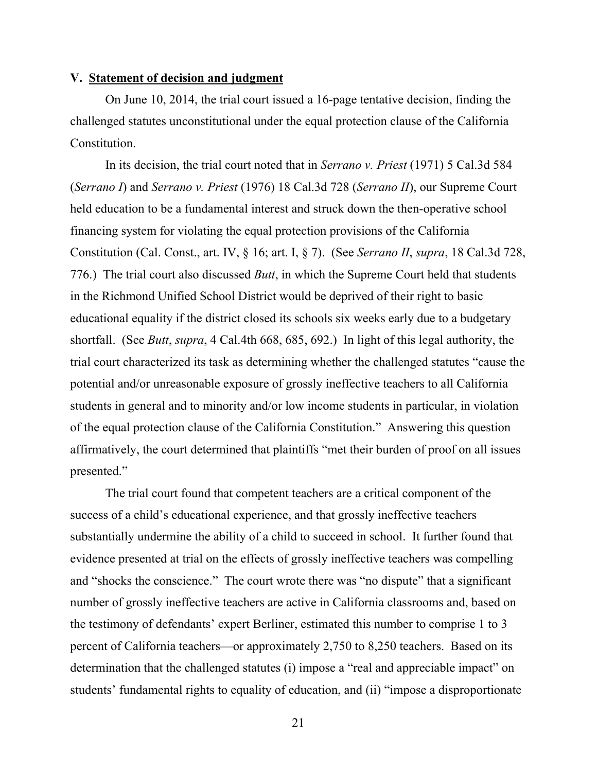## V. <u>Statement of decision and judgment</u>

On June 10, 2014, the trial court issued a 16-page tentative decision, finding the challenged statutes unconstitutional under the equal protection clause of the California Constitution.

In its decision, the trial court noted that in *Serrano v. Priest* (1971) 5 Cal.3d 584 (*Serrano I*) and *Serrano v. Priest* (1976) 18 Cal.3d 728 (*Serrano II*), our Supreme Court held education to be a fundamental interest and struck down the then-operative school financing system for violating the equal protection provisions of the California Constitution (Cal. Const., art. IV, § 16; art. I, § 7). (See *Serrano II*, *supra*, 18 Cal.3d 728, 776.) The trial court also discussed *Butt*, in which the Supreme Court held that students in the Richmond Unified School District would be deprived of their right to basic educational equality if the district closed its schools six weeks early due to a budgetary shortfall. (See *Butt*, *supra*, 4 Cal.4th 668, 685, 692.) In light of this legal authority, the trial court characterized its task as determining whether the challenged statutes "cause the potential and/or unreasonable exposure of grossly ineffective teachers to all California students in general and to minority and/or low income students in particular, in violation of the equal protection clause of the California Constitution." Answering this question affirmatively, the court determined that plaintiffs "met their burden of proof on all issues presented."

The trial court found that competent teachers are a critical component of the success of a child's educational experience, and that grossly ineffective teachers substantially undermine the ability of a child to succeed in school. It further found that evidence presented at trial on the effects of grossly ineffective teachers was compelling and "shocks the conscience." The court wrote there was "no dispute" that a significant number of grossly ineffective teachers are active in California classrooms and, based on the testimony of defendants' expert Berliner, estimated this number to comprise 1 to 3 percent of California teachers—or approximately 2,750 to 8,250 teachers. Based on its determination that the challenged statutes (i) impose a "real and appreciable impact" on students' fundamental rights to equality of education, and (ii) "impose a disproportionate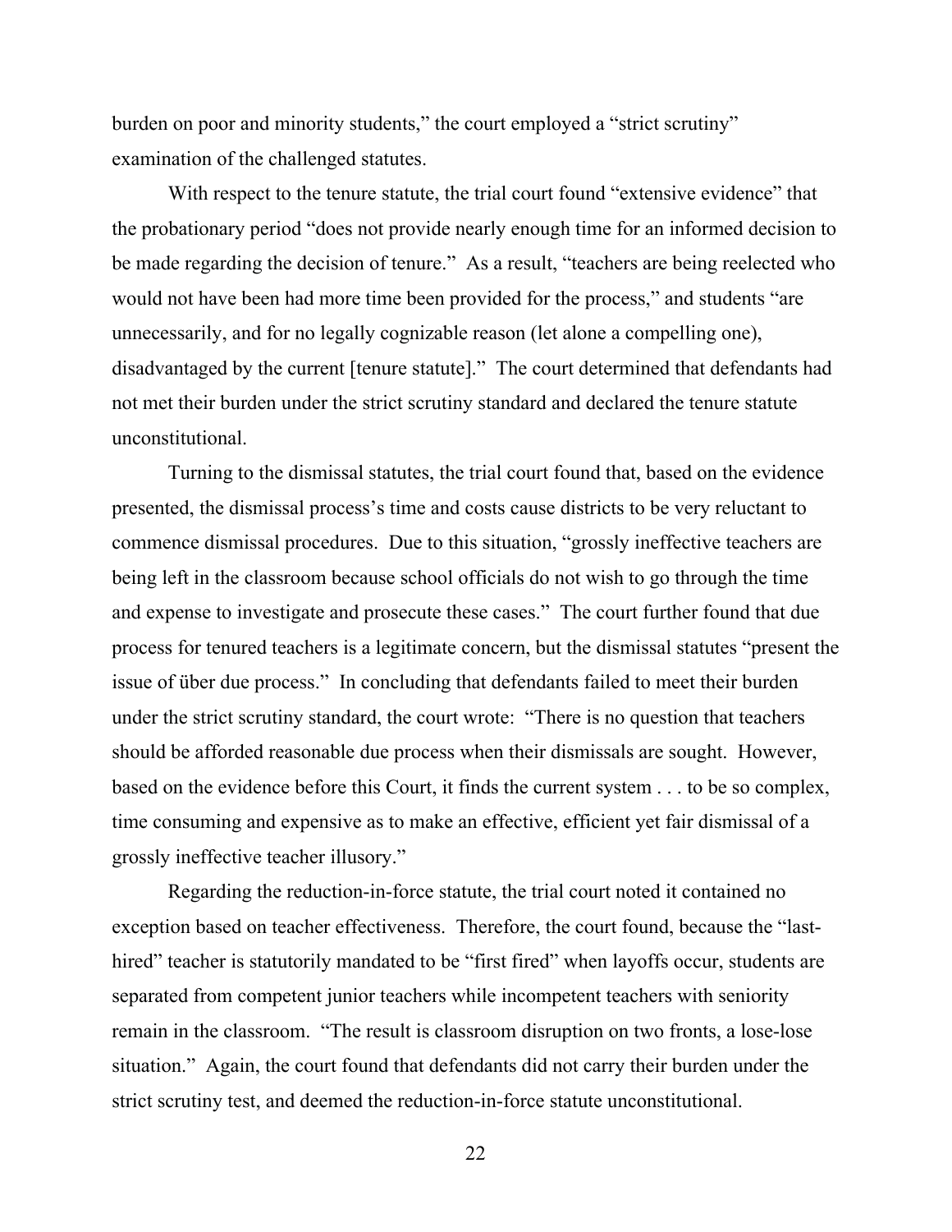burden on poor and minority students," the court employed a "strict scrutiny" examination of the challenged statutes.

With respect to the tenure statute, the trial court found "extensive evidence" that the probationary period "does not provide nearly enough time for an informed decision to be made regarding the decision of tenure." As a result, "teachers are being reelected who would not have been had more time been provided for the process," and students "are unnecessarily, and for no legally cognizable reason (let alone a compelling one), disadvantaged by the current [tenure statute]." The court determined that defendants had not met their burden under the strict scrutiny standard and declared the tenure statute unconstitutional.

Turning to the dismissal statutes, the trial court found that, based on the evidence presented, the dismissal process's time and costs cause districts to be very reluctant to commence dismissal procedures. Due to this situation, "grossly ineffective teachers are being left in the classroom because school officials do not wish to go through the time and expense to investigate and prosecute these cases." The court further found that due process for tenured teachers is a legitimate concern, but the dismissal statutes "present the issue of über due process." In concluding that defendants failed to meet their burden under the strict scrutiny standard, the court wrote: "There is no question that teachers should be afforded reasonable due process when their dismissals are sought. However, based on the evidence before this Court, it finds the current system . . . to be so complex, time consuming and expensive as to make an effective, efficient yet fair dismissal of a grossly ineffective teacher illusory."

Regarding the reduction-in-force statute, the trial court noted it contained no exception based on teacher effectiveness. Therefore, the court found, because the "last-hired" teacher is statutorily mandated to be "first fired" when layoffs occur, students are separated from competent junior teachers while incompetent teachers with seniority remain in the classroom. "The result is classroom disruption on two fronts, a lose-lose situation." Again, the court found that defendants did not carry their burden under the strict scrutiny test, and deemed the reduction-in-force statute unconstitutional.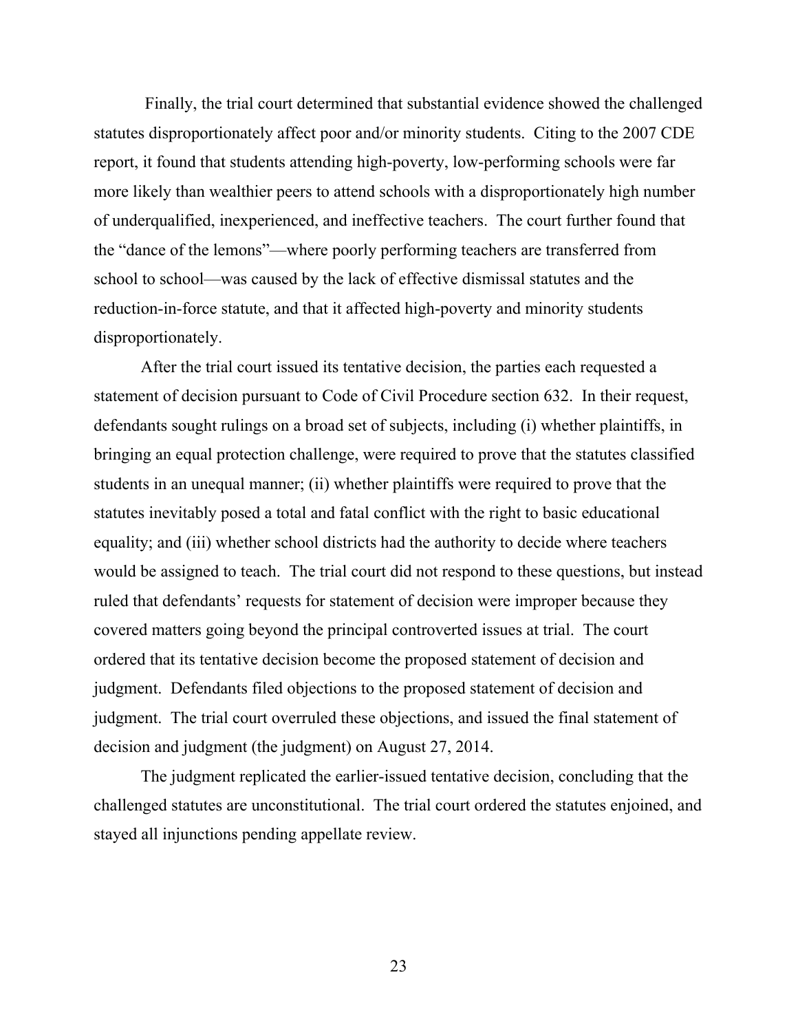Finally, the trial court determined that substantial evidence showed the challenged statutes disproportionately affect poor and/or minority students. Citing to the 2007 CDE report, it found that students attending high-poverty, low-performing schools were far more likely than wealthier peers to attend schools with a disproportionately high number of underqualified, inexperienced, and ineffective teachers. The court further found that the "dance of the lemons"—where poorly performing teachers are transferred from school to school—was caused by the lack of effective dismissal statutes and the reduction-in-force statute, and that it affected high-poverty and minority students disproportionately.

After the trial court issued its tentative decision, the parties each requested a statement of decision pursuant to Code of Civil Procedure section 632. In their request, defendants sought rulings on a broad set of subjects, including (i) whether plaintiffs, in bringing an equal protection challenge, were required to prove that the statutes classified students in an unequal manner; (ii) whether plaintiffs were required to prove that the statutes inevitably posed a total and fatal conflict with the right to basic educational equality; and (iii) whether school districts had the authority to decide where teachers would be assigned to teach. The trial court did not respond to these questions, but instead ruled that defendants' requests for statement of decision were improper because they covered matters going beyond the principal controverted issues at trial. The court ordered that its tentative decision become the proposed statement of decision and judgment. Defendants filed objections to the proposed statement of decision and judgment. The trial court overruled these objections, and issued the final statement of decision and judgment (the judgment) on August 27, 2014.

The judgment replicated the earlier-issued tentative decision, concluding that the challenged statutes are unconstitutional. The trial court ordered the statutes enjoined, and stayed all injunctions pending appellate review.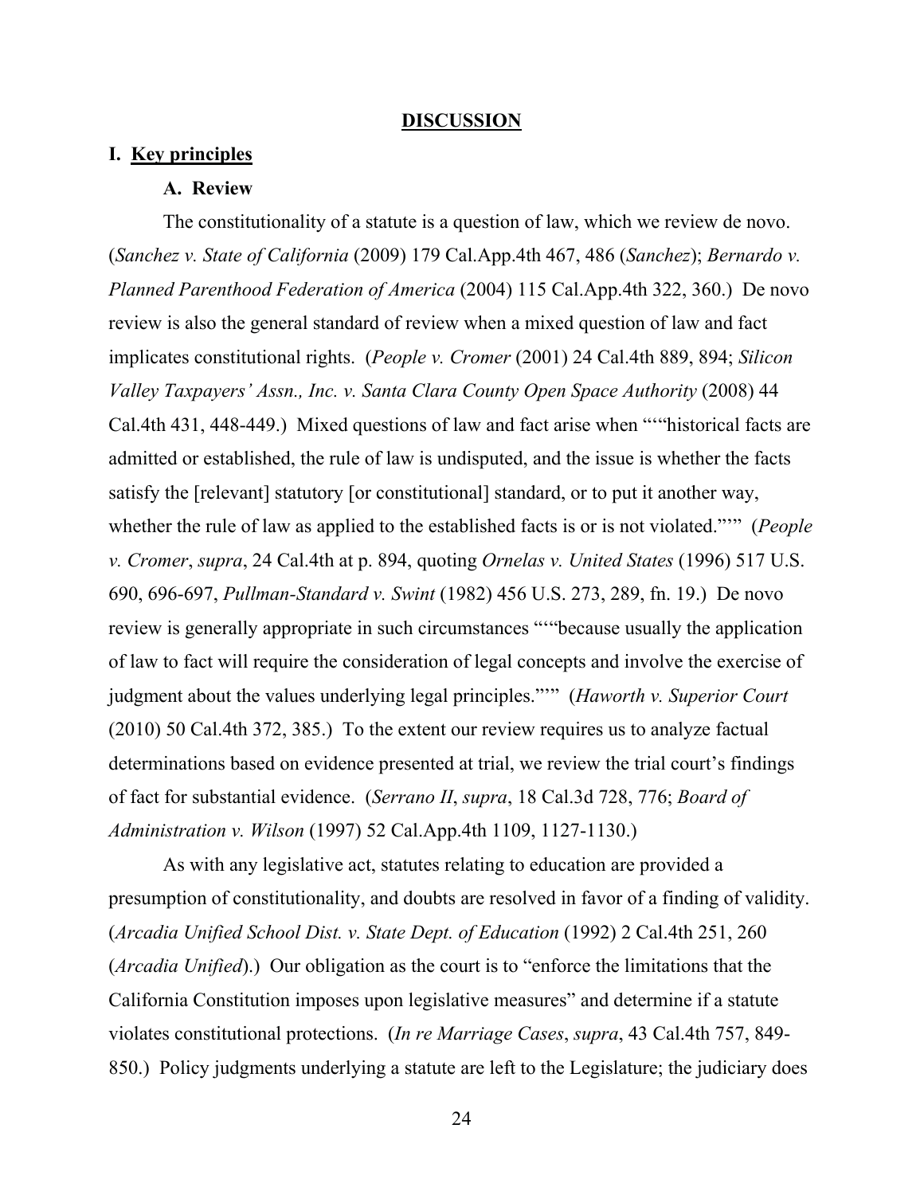## DISCUSSION

### I. Key principles

#### A. Review

The constitutionality of a statute is a question of law, which we review de novo. (*Sanchez v. State of California* (2009) 179 Cal.App.4th 467, 486 (*Sanchez*); *Bernardo v. Planned Parenthood Federation of America* (2004) 115 Cal.App.4th 322, 360.) De novo review is also the general standard of review when a mixed question of law and fact implicates constitutional rights. (*People v. Cromer* (2001) 24 Cal.4th 889, 894; *Silicon Valley Taxpayers' Assn., Inc. v. Santa Clara County Open Space Authority* (2008) 44 Cal.4th 431, 448-449.) Mixed questions of law and fact arise when """historical facts are admitted or established, the rule of law is undisputed, and the issue is whether the facts satisfy the [relevant] statutory [or constitutional] standard, or to put it another way, whether the rule of law as applied to the established facts is or is not violated."'" (*People v. Cromer*, *supra*, 24 Cal.4th at p. 894, quoting *Ornelas v. United States* (1996) 517 U.S. 690, 696-697, *Pullman-Standard v. Swint* (1982) 456 U.S. 273, 289, fn. 19.) De novo review is generally appropriate in such circumstances """because usually the application of law to fact will require the consideration of legal concepts and involve the exercise of judgment about the values underlying legal principles."'" (*Haworth v. Superior Court* (2010) 50 Cal.4th 372, 385.) To the extent our review requires us to analyze factual determinations based on evidence presented at trial, we review the trial court's findings of fact for substantial evidence. (*Serrano II*, *supra*, 18 Cal.3d 728, 776; *Board of Administration v. Wilson* (1997) 52 Cal.App.4th 1109, 1127-1130.)

As with any legislative act, statutes relating to education are provided a presumption of constitutionality, and doubts are resolved in favor of a finding of validity. (*Arcadia Unified School Dist. v. State Dept. of Education* (1992) 2 Cal.4th 251, 260 (*Arcadia Unified*).) Our obligation as the court is to "enforce the limitations that the California Constitution imposes upon legislative measures" and determine if a statute violates constitutional protections. (*In re Marriage Cases*, *supra*, 43 Cal.4th 757, 849-850.) Policy judgments underlying a statute are left to the Legislature; the judiciary does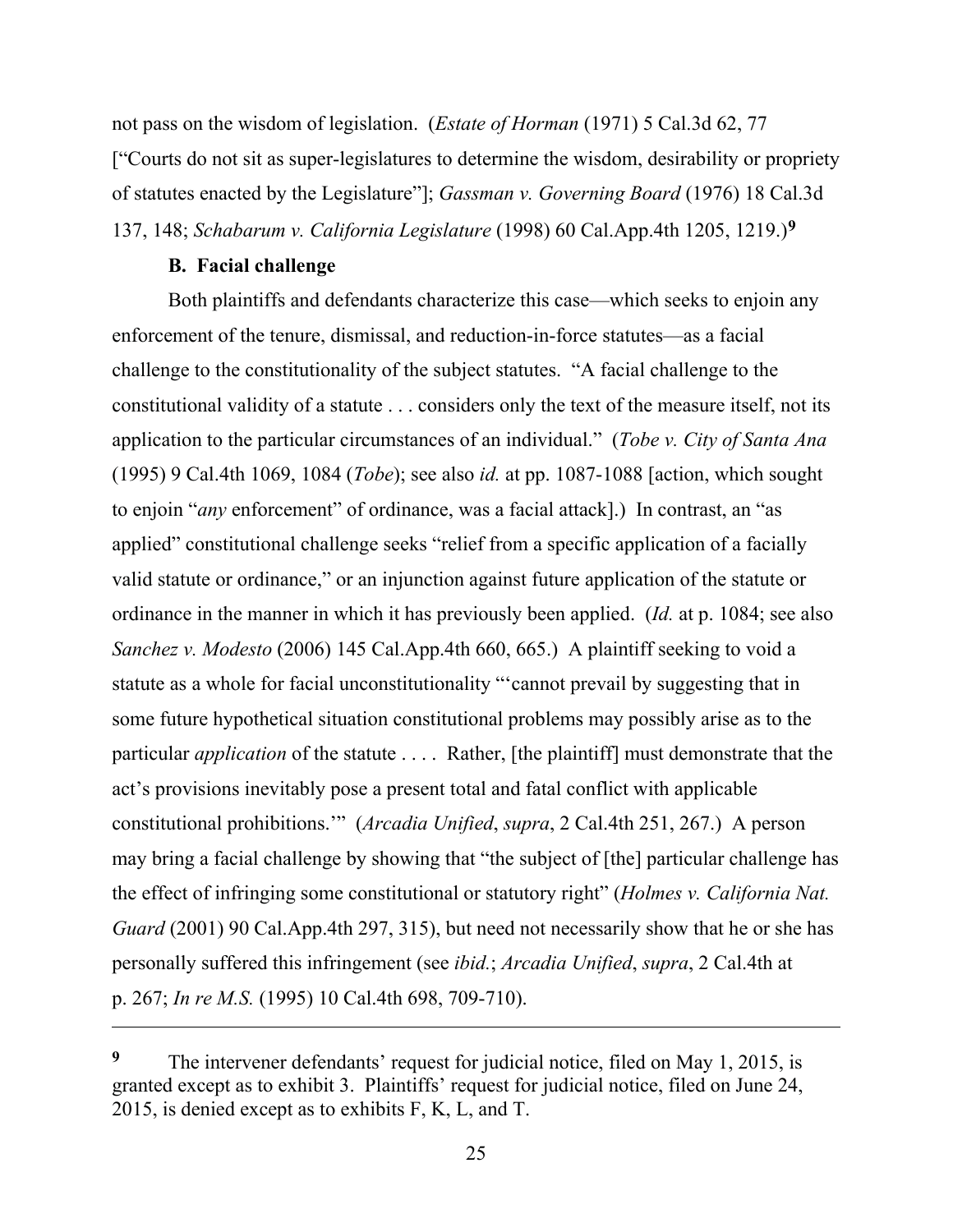not pass on the wisdom of legislation. (*Estate of Horman* (1971) 5 Cal.3d 62, 77 ["Courts do not sit as super-legislatures to determine the wisdom, desirability or propriety of statutes enacted by the Legislature"]; *Gassman v. Governing Board* (1976) 18 Cal.3d 137, 148; *Schabarum v. California Legislature* (1998) 60 Cal.App.4th 1205, 1219.)[9]

### B. Facial challenge

Both plaintiffs and defendants characterize this case—which seeks to enjoin any enforcement of the tenure, dismissal, and reduction-in-force statutes—as a facial challenge to the constitutionality of the subject statutes. "A facial challenge to the constitutional validity of a statute . . . considers only the text of the measure itself, not its application to the particular circumstances of an individual." (*Tobe v. City of Santa Ana* (1995) 9 Cal.4th 1069, 1084 (*Tobe*); see also *id.* at pp. 1087-1088 [action, which sought to enjoin "*any* enforcement" of ordinance, was a facial attack].) In contrast, an "as applied" constitutional challenge seeks "relief from a specific application of a facially valid statute or ordinance," or an injunction against future application of the statute or ordinance in the manner in which it has previously been applied. (*Id.* at p. 1084; see also *Sanchez v. Modesto* (2006) 145 Cal.App.4th 660, 665.) A plaintiff seeking to void a statute as a whole for facial unconstitutionality "'cannot prevail by suggesting that in some future hypothetical situation constitutional problems may possibly arise as to the particular *application* of the statute . . . . Rather, [the plaintiff] must demonstrate that the act's provisions inevitably pose a present total and fatal conflict with applicable constitutional prohibitions.'" (*Arcadia Unified*, *supra*, 2 Cal.4th 251, 267.) A person may bring a facial challenge by showing that "the subject of [the] particular challenge has the effect of infringing some constitutional or statutory right" (*Holmes v. California Nat. Guard* (2001) 90 Cal.App.4th 297, 315), but need not necessarily show that he or she has personally suffered this infringement (see *ibid.*; *Arcadia Unified*, *supra*, 2 Cal.4th at p. 267; *In re M.S.* (1995) 10 Cal.4th 698, 709-710).

---

[9] The intervener defendants' request for judicial notice, filed on May 1, 2015, is granted except as to exhibit 3. Plaintiffs' request for judicial notice, filed on June 24, 2015, is denied except as to exhibits F, K, L, and T.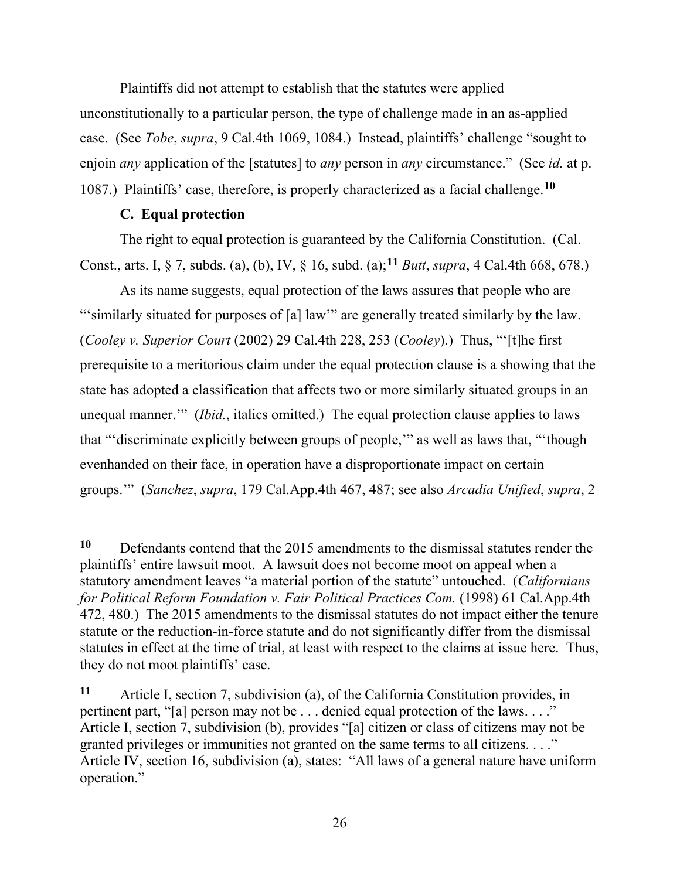Plaintiffs did not attempt to establish that the statutes were applied unconstitutionally to a particular person, the type of challenge made in an as-applied case. (See *Tobe*, *supra*, 9 Cal.4th 1069, 1084.) Instead, plaintiffs' challenge "sought to enjoin *any* application of the [statutes] to *any* person in *any* circumstance." (See *id.* at p. 1087.) Plaintiffs' case, therefore, is properly characterized as a facial challenge.[10]

**C. Equal protection**

The right to equal protection is guaranteed by the California Constitution. (Cal. Const., arts. I, § 7, subds. (a), (b), IV, § 16, subd. (a);[11] *Butt*, *supra*, 4 Cal.4th 668, 678.)

As its name suggests, equal protection of the laws assures that people who are "'similarly situated for purposes of [a] law'" are generally treated similarly by the law. (*Cooley v. Superior Court* (2002) 29 Cal.4th 228, 253 (*Cooley*).) Thus, "'[t]he first prerequisite to a meritorious claim under the equal protection clause is a showing that the state has adopted a classification that affects two or more similarly situated groups in an unequal manner.'" (*Ibid.*, italics omitted.) The equal protection clause applies to laws that "'discriminate explicitly between groups of people,'" as well as laws that, "'though evenhanded on their face, in operation have a disproportionate impact on certain groups.'" (*Sanchez*, *supra*, 179 Cal.App.4th 467, 487; see also *Arcadia Unified*, *supra*, 2

---

**10** Defendants contend that the 2015 amendments to the dismissal statutes render the plaintiffs' entire lawsuit moot. A lawsuit does not become moot on appeal when a statutory amendment leaves "a material portion of the statute" untouched. (*Californians for Political Reform Foundation v. Fair Political Practices Com.* (1998) 61 Cal.App.4th 472, 480.) The 2015 amendments to the dismissal statutes do not impact either the tenure statute or the reduction-in-force statute and do not significantly differ from the dismissal statutes in effect at the time of trial, at least with respect to the claims at issue here. Thus, they do not moot plaintiffs' case.

**11** Article I, section 7, subdivision (a), of the California Constitution provides, in pertinent part, "[a] person may not be . . . denied equal protection of the laws. . . ." Article I, section 7, subdivision (b), provides "[a] citizen or class of citizens may not be granted privileges or immunities not granted on the same terms to all citizens. . . ." Article IV, section 16, subdivision (a), states: "All laws of a general nature have uniform operation."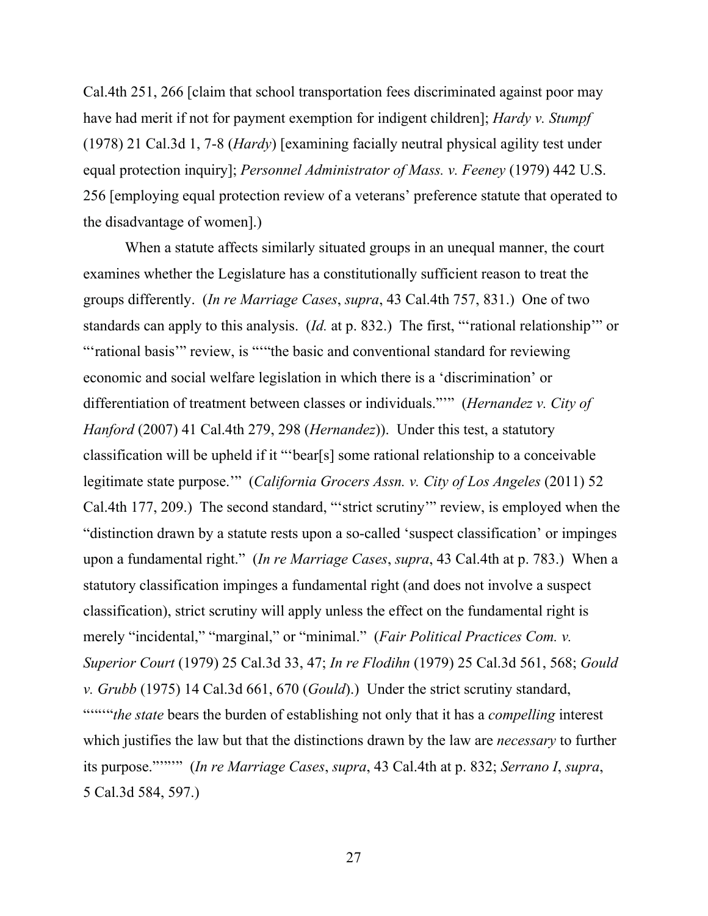Cal.4th 251, 266 [claim that school transportation fees discriminated against poor may have had merit if not for payment exemption for indigent children]; *Hardy v. Stumpf* (1978) 21 Cal.3d 1, 7-8 (*Hardy*) [examining facially neutral physical agility test under equal protection inquiry]; *Personnel Administrator of Mass. v. Feeney* (1979) 442 U.S. 256 [employing equal protection review of a veterans' preference statute that operated to the disadvantage of women].)

When a statute affects similarly situated groups in an unequal manner, the court examines whether the Legislature has a constitutionally sufficient reason to treat the groups differently. (*In re Marriage Cases*, *supra*, 43 Cal.4th 757, 831.) One of two standards can apply to this analysis. (*Id.* at p. 832.) The first, "'rational relationship'" or "'rational basis'" review, is "'"the basic and conventional standard for reviewing economic and social welfare legislation in which there is a 'discrimination' or differentiation of treatment between classes or individuals."'" (*Hernandez v. City of Hanford* (2007) 41 Cal.4th 279, 298 (*Hernandez*)). Under this test, a statutory classification will be upheld if it "'bear[s] some rational relationship to a conceivable legitimate state purpose.'" (*California Grocers Assn. v. City of Los Angeles* (2011) 52 Cal.4th 177, 209.) The second standard, "'strict scrutiny'" review, is employed when the "distinction drawn by a statute rests upon a so-called 'suspect classification' or impinges upon a fundamental right." (*In re Marriage Cases*, *supra*, 43 Cal.4th at p. 783.) When a statutory classification impinges a fundamental right (and does not involve a suspect classification), strict scrutiny will apply unless the effect on the fundamental right is merely "incidental," "marginal," or "minimal." (*Fair Political Practices Com. v. Superior Court* (1979) 25 Cal.3d 33, 47; *In re Flodihn* (1979) 25 Cal.3d 561, 568; *Gould v. Grubb* (1975) 14 Cal.3d 661, 670 (*Gould*).) Under the strict scrutiny standard, "'"'"*the state* bears the burden of establishing not only that it has a *compelling* interest which justifies the law but that the distinctions drawn by the law are *necessary* to further its purpose."'"'" (*In re Marriage Cases*, *supra*, 43 Cal.4th at p. 832; *Serrano I*, *supra*, 5 Cal.3d 584, 597.)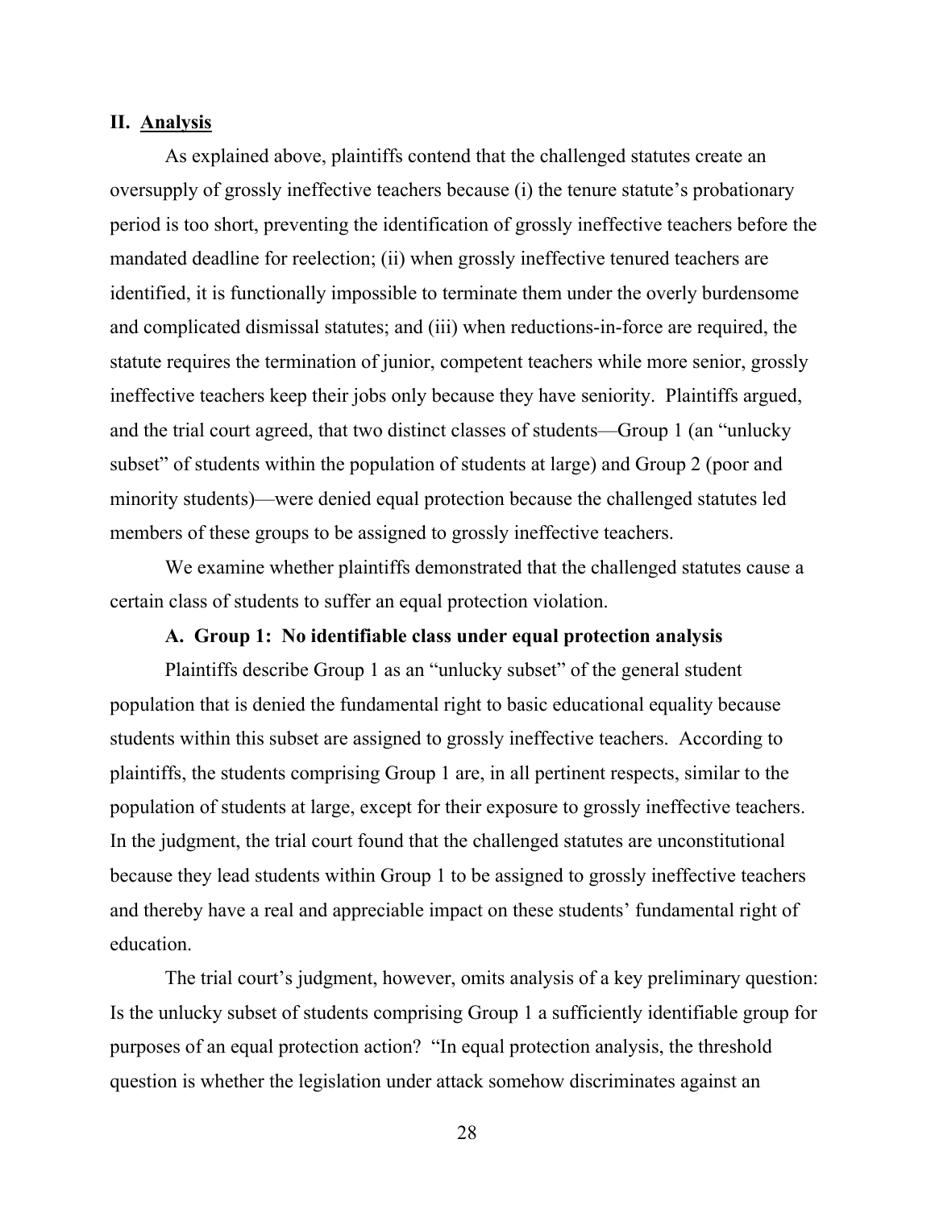## II. Analysis

As explained above, plaintiffs contend that the challenged statutes create an oversupply of grossly ineffective teachers because (i) the tenure statute's probationary period is too short, preventing the identification of grossly ineffective teachers before the mandated deadline for reelection; (ii) when grossly ineffective tenured teachers are identified, it is functionally impossible to terminate them under the overly burdensome and complicated dismissal statutes; and (iii) when reductions-in-force are required, the statute requires the termination of junior, competent teachers while more senior, grossly ineffective teachers keep their jobs only because they have seniority. Plaintiffs argued, and the trial court agreed, that two distinct classes of students—Group 1 (an "unlucky subset" of students within the population of students at large) and Group 2 (poor and minority students)—were denied equal protection because the challenged statutes led members of these groups to be assigned to grossly ineffective teachers.

We examine whether plaintiffs demonstrated that the challenged statutes cause a certain class of students to suffer an equal protection violation.

### A. Group 1: No identifiable class under equal protection analysis

Plaintiffs describe Group 1 as an "unlucky subset" of the general student population that is denied the fundamental right to basic educational equality because students within this subset are assigned to grossly ineffective teachers. According to plaintiffs, the students comprising Group 1 are, in all pertinent respects, similar to the population of students at large, except for their exposure to grossly ineffective teachers. In the judgment, the trial court found that the challenged statutes are unconstitutional because they lead students within Group 1 to be assigned to grossly ineffective teachers and thereby have a real and appreciable impact on these students' fundamental right of education.

The trial court's judgment, however, omits analysis of a key preliminary question: Is the unlucky subset of students comprising Group 1 a sufficiently identifiable group for purposes of an equal protection action? "In equal protection analysis, the threshold question is whether the legislation under attack somehow discriminates against an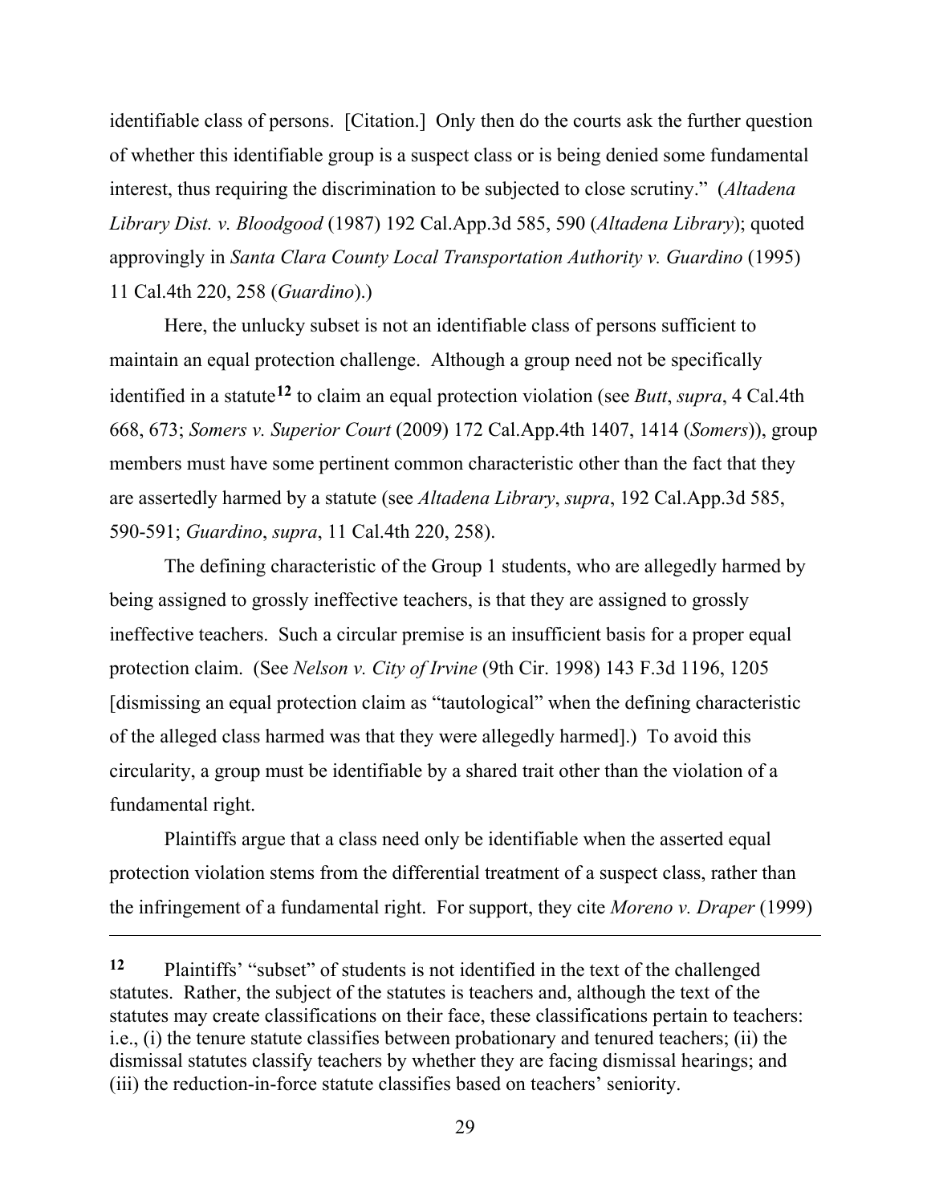identifiable class of persons. [Citation.] Only then do the courts ask the further question of whether this identifiable group is a suspect class or is being denied some fundamental interest, thus requiring the discrimination to be subjected to close scrutiny." (*Altadena Library Dist. v. Bloodgood* (1987) 192 Cal.App.3d 585, 590 (*Altadena Library*); quoted approvingly in *Santa Clara County Local Transportation Authority v. Guardino* (1995) 11 Cal.4th 220, 258 (*Guardino*).)

Here, the unlucky subset is not an identifiable class of persons sufficient to maintain an equal protection challenge. Although a group need not be specifically identified in a statute[12] to claim an equal protection violation (see *Butt*, *supra*, 4 Cal.4th 668, 673; *Somers v. Superior Court* (2009) 172 Cal.App.4th 1407, 1414 (*Somers*)), group members must have some pertinent common characteristic other than the fact that they are assertedly harmed by a statute (see *Altadena Library*, *supra*, 192 Cal.App.3d 585, 590-591; *Guardino*, *supra*, 11 Cal.4th 220, 258).

The defining characteristic of the Group 1 students, who are allegedly harmed by being assigned to grossly ineffective teachers, is that they are assigned to grossly ineffective teachers. Such a circular premise is an insufficient basis for a proper equal protection claim. (See *Nelson v. City of Irvine* (9th Cir. 1998) 143 F.3d 1196, 1205 [dismissing an equal protection claim as "tautological" when the defining characteristic of the alleged class harmed was that they were allegedly harmed].) To avoid this circularity, a group must be identifiable by a shared trait other than the violation of a fundamental right.

Plaintiffs argue that a class need only be identifiable when the asserted equal protection violation stems from the differential treatment of a suspect class, rather than the infringement of a fundamental right. For support, they cite *Moreno v. Draper* (1999)

---

[12] Plaintiffs' "subset" of students is not identified in the text of the challenged statutes. Rather, the subject of the statutes is teachers and, although the text of the statutes may create classifications on their face, these classifications pertain to teachers: i.e., (i) the tenure statute classifies between probationary and tenured teachers; (ii) the dismissal statutes classify teachers by whether they are facing dismissal hearings; and (iii) the reduction-in-force statute classifies based on teachers' seniority.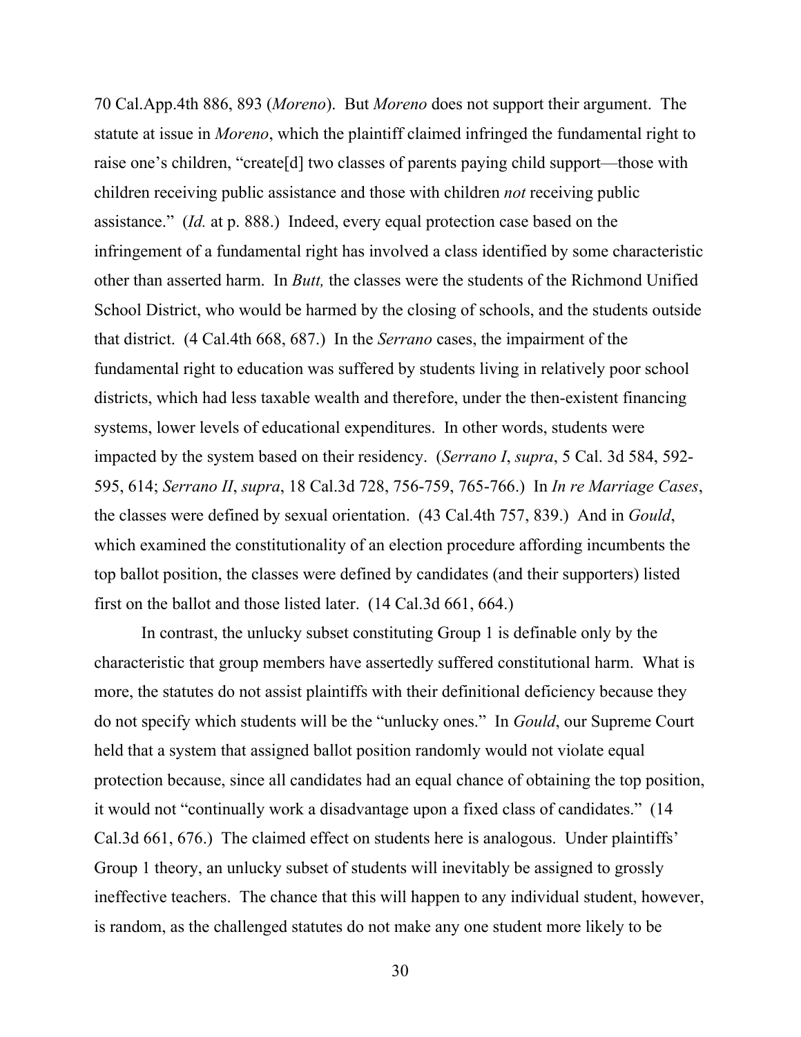70 Cal.App.4th 886, 893 (*Moreno*). But *Moreno* does not support their argument. The statute at issue in *Moreno*, which the plaintiff claimed infringed the fundamental right to raise one's children, "create[d] two classes of parents paying child support—those with children receiving public assistance and those with children *not* receiving public assistance." (*Id.* at p. 888.) Indeed, every equal protection case based on the infringement of a fundamental right has involved a class identified by some characteristic other than asserted harm. In *Butt,* the classes were the students of the Richmond Unified School District, who would be harmed by the closing of schools, and the students outside that district. (4 Cal.4th 668, 687.) In the *Serrano* cases, the impairment of the fundamental right to education was suffered by students living in relatively poor school districts, which had less taxable wealth and therefore, under the then-existent financing systems, lower levels of educational expenditures. In other words, students were impacted by the system based on their residency. (*Serrano I*, *supra*, 5 Cal. 3d 584, 592-595, 614; *Serrano II*, *supra*, 18 Cal.3d 728, 756-759, 765-766.) In *In re Marriage Cases*, the classes were defined by sexual orientation. (43 Cal.4th 757, 839.) And in *Gould*, which examined the constitutionality of an election procedure affording incumbents the top ballot position, the classes were defined by candidates (and their supporters) listed first on the ballot and those listed later. (14 Cal.3d 661, 664.)

In contrast, the unlucky subset constituting Group 1 is definable only by the characteristic that group members have assertedly suffered constitutional harm. What is more, the statutes do not assist plaintiffs with their definitional deficiency because they do not specify which students will be the "unlucky ones." In *Gould*, our Supreme Court held that a system that assigned ballot position randomly would not violate equal protection because, since all candidates had an equal chance of obtaining the top position, it would not "continually work a disadvantage upon a fixed class of candidates." (14 Cal.3d 661, 676.) The claimed effect on students here is analogous. Under plaintiffs' Group 1 theory, an unlucky subset of students will inevitably be assigned to grossly ineffective teachers. The chance that this will happen to any individual student, however, is random, as the challenged statutes do not make any one student more likely to be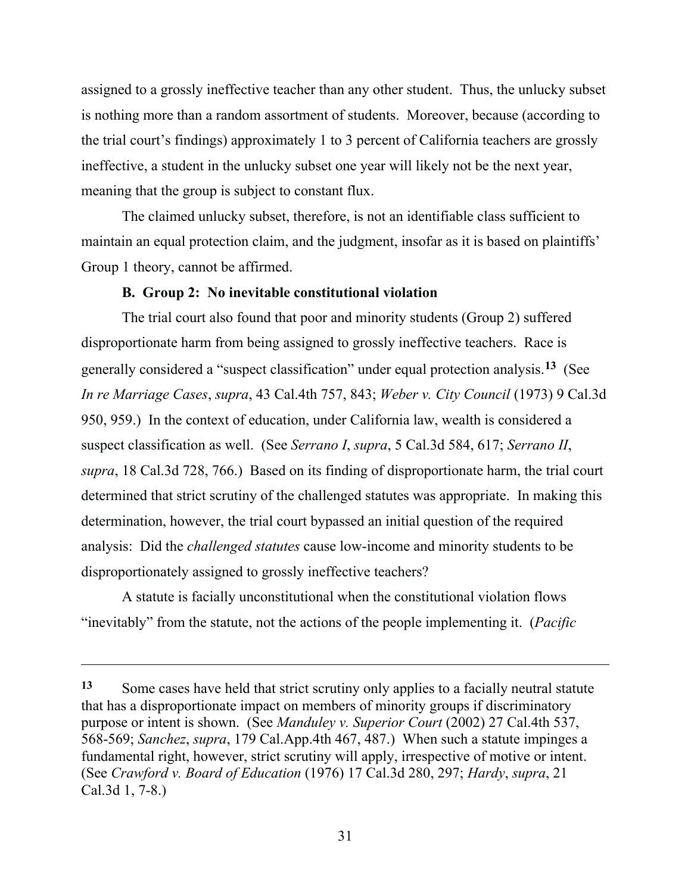assigned to a grossly ineffective teacher than any other student. Thus, the unlucky subset is nothing more than a random assortment of students. Moreover, because (according to the trial court's findings) approximately 1 to 3 percent of California teachers are grossly ineffective, a student in the unlucky subset one year will likely not be the next year, meaning that the group is subject to constant flux.

The claimed unlucky subset, therefore, is not an identifiable class sufficient to maintain an equal protection claim, and the judgment, insofar as it is based on plaintiffs' Group 1 theory, cannot be affirmed.

**B. Group 2: No inevitable constitutional violation**

The trial court also found that poor and minority students (Group 2) suffered disproportionate harm from being assigned to grossly ineffective teachers. Race is generally considered a "suspect classification" under equal protection analysis.[13] (See *In re Marriage Cases*, *supra*, 43 Cal.4th 757, 843; *Weber v. City Council* (1973) 9 Cal.3d 950, 959.) In the context of education, under California law, wealth is considered a suspect classification as well. (See *Serrano I*, *supra*, 5 Cal.3d 584, 617; *Serrano II*, *supra*, 18 Cal.3d 728, 766.) Based on its finding of disproportionate harm, the trial court determined that strict scrutiny of the challenged statutes was appropriate. In making this determination, however, the trial court bypassed an initial question of the required analysis: Did the *challenged statutes* cause low-income and minority students to be disproportionately assigned to grossly ineffective teachers?

A statute is facially unconstitutional when the constitutional violation flows "inevitably" from the statute, not the actions of the people implementing it. (*Pacific*

---

[13] Some cases have held that strict scrutiny only applies to a facially neutral statute that has a disproportionate impact on members of minority groups if discriminatory purpose or intent is shown. (See *Manduley v. Superior Court* (2002) 27 Cal.4th 537, 568-569; *Sanchez*, *supra*, 179 Cal.App.4th 467, 487.) When such a statute impinges a fundamental right, however, strict scrutiny will apply, irrespective of motive or intent. (See *Crawford v. Board of Education* (1976) 17 Cal.3d 280, 297; *Hardy*, *supra*, 21 Cal.3d 1, 7-8.)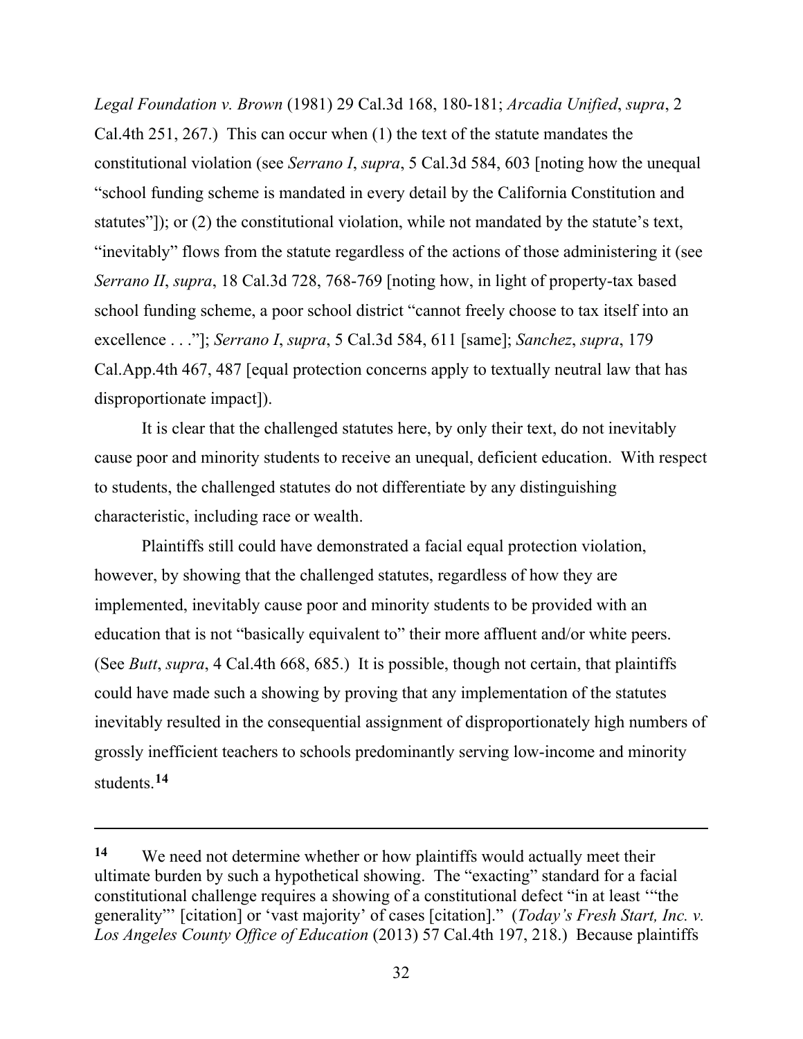*Legal Foundation v. Brown* (1981) 29 Cal.3d 168, 180-181; *Arcadia Unified*, *supra*, 2 Cal.4th 251, 267.) This can occur when (1) the text of the statute mandates the constitutional violation (see *Serrano I*, *supra*, 5 Cal.3d 584, 603 [noting how the unequal "school funding scheme is mandated in every detail by the California Constitution and statutes"]); or (2) the constitutional violation, while not mandated by the statute's text, "inevitably" flows from the statute regardless of the actions of those administering it (see *Serrano II*, *supra*, 18 Cal.3d 728, 768-769 [noting how, in light of property-tax based school funding scheme, a poor school district "cannot freely choose to tax itself into an excellence . . ."]; *Serrano I*, *supra*, 5 Cal.3d 584, 611 [same]; *Sanchez*, *supra*, 179 Cal.App.4th 467, 487 [equal protection concerns apply to textually neutral law that has disproportionate impact]).

It is clear that the challenged statutes here, by only their text, do not inevitably cause poor and minority students to receive an unequal, deficient education. With respect to students, the challenged statutes do not differentiate by any distinguishing characteristic, including race or wealth.

Plaintiffs still could have demonstrated a facial equal protection violation, however, by showing that the challenged statutes, regardless of how they are implemented, inevitably cause poor and minority students to be provided with an education that is not "basically equivalent to" their more affluent and/or white peers. (See *Butt*, *supra*, 4 Cal.4th 668, 685.) It is possible, though not certain, that plaintiffs could have made such a showing by proving that any implementation of the statutes inevitably resulted in the consequential assignment of disproportionately high numbers of grossly inefficient teachers to schools predominantly serving low-income and minority students.**[14]**

---

**14** We need not determine whether or how plaintiffs would actually meet their ultimate burden by such a hypothetical showing. The "exacting" standard for a facial constitutional challenge requires a showing of a constitutional defect "in at least '"the generality"' [citation] or 'vast majority' of cases [citation]." (*Today's Fresh Start, Inc. v. Los Angeles County Office of Education* (2013) 57 Cal.4th 197, 218.) Because plaintiffs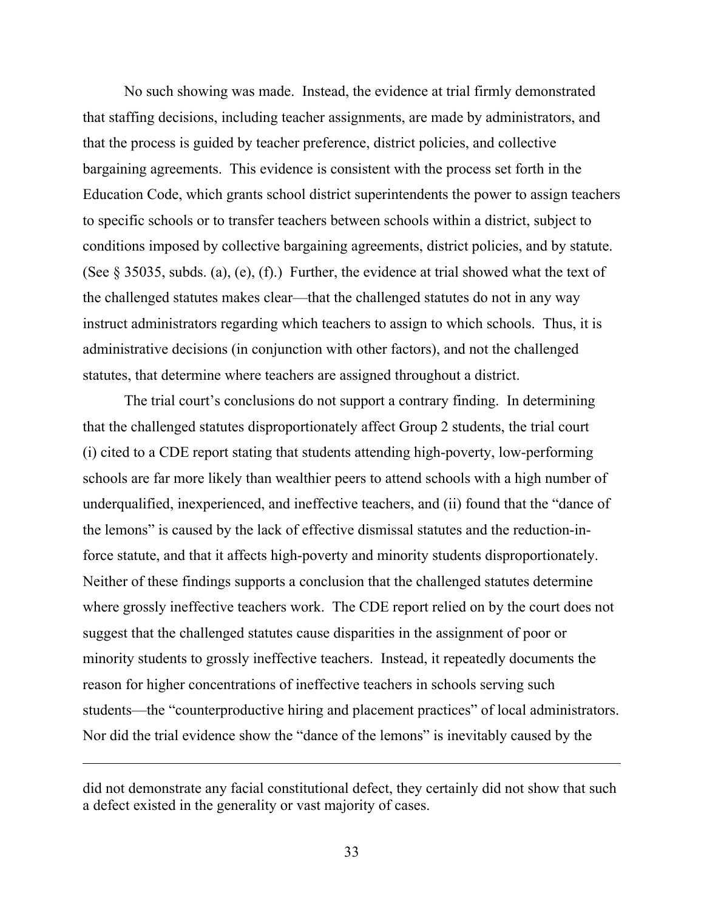No such showing was made. Instead, the evidence at trial firmly demonstrated that staffing decisions, including teacher assignments, are made by administrators, and that the process is guided by teacher preference, district policies, and collective bargaining agreements. This evidence is consistent with the process set forth in the Education Code, which grants school district superintendents the power to assign teachers to specific schools or to transfer teachers between schools within a district, subject to conditions imposed by collective bargaining agreements, district policies, and by statute. (See § 35035, subds. (a), (e), (f).) Further, the evidence at trial showed what the text of the challenged statutes makes clear—that the challenged statutes do not in any way instruct administrators regarding which teachers to assign to which schools. Thus, it is administrative decisions (in conjunction with other factors), and not the challenged statutes, that determine where teachers are assigned throughout a district.

The trial court's conclusions do not support a contrary finding. In determining that the challenged statutes disproportionately affect Group 2 students, the trial court (i) cited to a CDE report stating that students attending high-poverty, low-performing schools are far more likely than wealthier peers to attend schools with a high number of underqualified, inexperienced, and ineffective teachers, and (ii) found that the "dance of the lemons" is caused by the lack of effective dismissal statutes and the reduction-in-force statute, and that it affects high-poverty and minority students disproportionately. Neither of these findings supports a conclusion that the challenged statutes determine where grossly ineffective teachers work. The CDE report relied on by the court does not suggest that the challenged statutes cause disparities in the assignment of poor or minority students to grossly ineffective teachers. Instead, it repeatedly documents the reason for higher concentrations of ineffective teachers in schools serving such students—the "counterproductive hiring and placement practices" of local administrators. Nor did the trial evidence show the "dance of the lemons" is inevitably caused by the

---

did not demonstrate any facial constitutional defect, they certainly did not show that such a defect existed in the generality or vast majority of cases.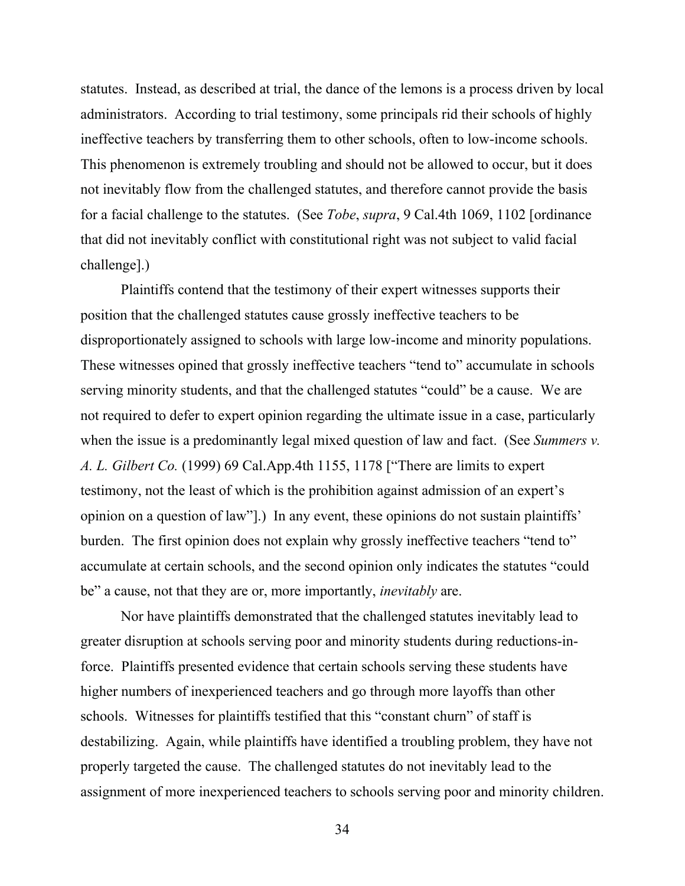statutes. Instead, as described at trial, the dance of the lemons is a process driven by local administrators. According to trial testimony, some principals rid their schools of highly ineffective teachers by transferring them to other schools, often to low-income schools. This phenomenon is extremely troubling and should not be allowed to occur, but it does not inevitably flow from the challenged statutes, and therefore cannot provide the basis for a facial challenge to the statutes. (See *Tobe*, *supra*, 9 Cal.4th 1069, 1102 [ordinance that did not inevitably conflict with constitutional right was not subject to valid facial challenge].)

Plaintiffs contend that the testimony of their expert witnesses supports their position that the challenged statutes cause grossly ineffective teachers to be disproportionately assigned to schools with large low-income and minority populations. These witnesses opined that grossly ineffective teachers "tend to" accumulate in schools serving minority students, and that the challenged statutes "could" be a cause. We are not required to defer to expert opinion regarding the ultimate issue in a case, particularly when the issue is a predominantly legal mixed question of law and fact. (See *Summers v. A. L. Gilbert Co.* (1999) 69 Cal.App.4th 1155, 1178 ["There are limits to expert testimony, not the least of which is the prohibition against admission of an expert's opinion on a question of law"].) In any event, these opinions do not sustain plaintiffs' burden. The first opinion does not explain why grossly ineffective teachers "tend to" accumulate at certain schools, and the second opinion only indicates the statutes "could be" a cause, not that they are or, more importantly, *inevitably* are.

Nor have plaintiffs demonstrated that the challenged statutes inevitably lead to greater disruption at schools serving poor and minority students during reductions-in-force. Plaintiffs presented evidence that certain schools serving these students have higher numbers of inexperienced teachers and go through more layoffs than other schools. Witnesses for plaintiffs testified that this "constant churn" of staff is destabilizing. Again, while plaintiffs have identified a troubling problem, they have not properly targeted the cause. The challenged statutes do not inevitably lead to the assignment of more inexperienced teachers to schools serving poor and minority children.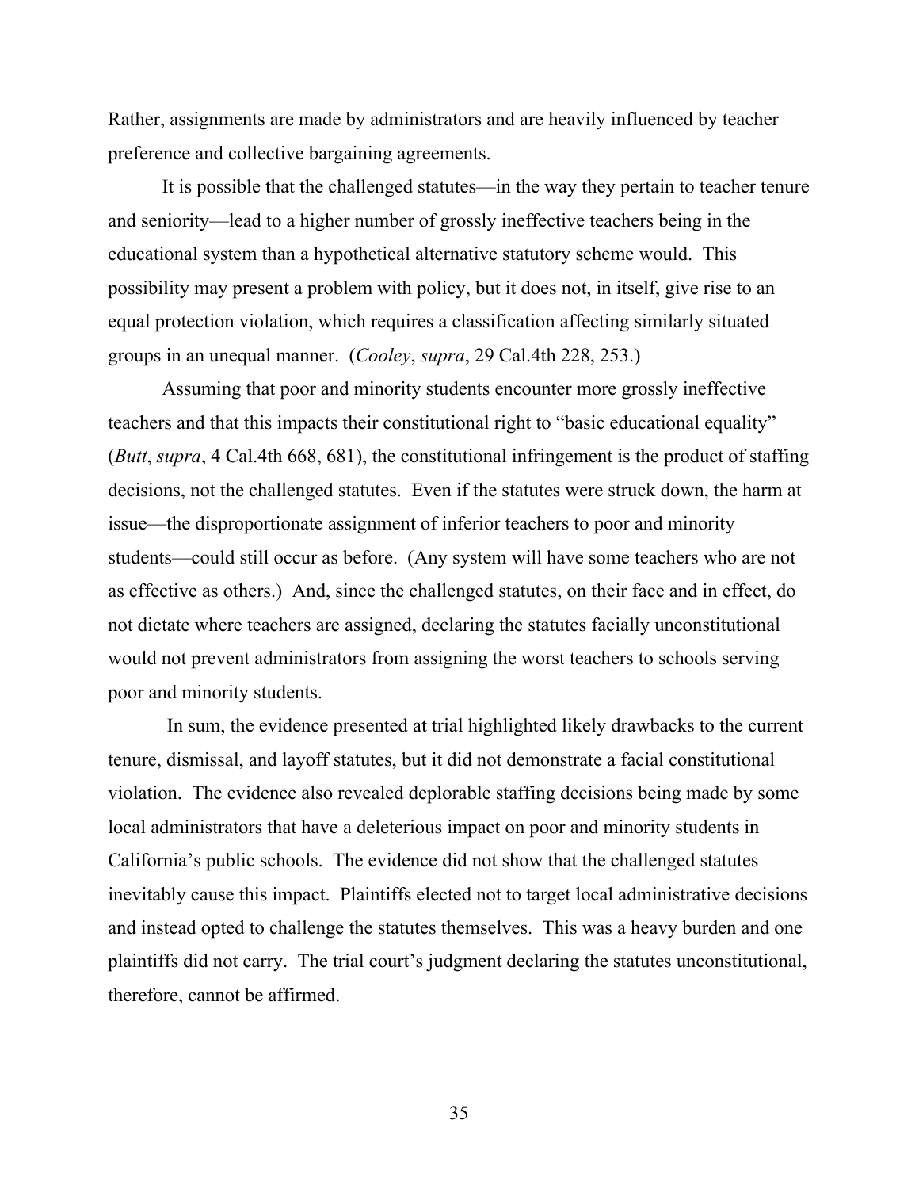Rather, assignments are made by administrators and are heavily influenced by teacher preference and collective bargaining agreements.

It is possible that the challenged statutes—in the way they pertain to teacher tenure and seniority—lead to a higher number of grossly ineffective teachers being in the educational system than a hypothetical alternative statutory scheme would. This possibility may present a problem with policy, but it does not, in itself, give rise to an equal protection violation, which requires a classification affecting similarly situated groups in an unequal manner. (*Cooley*, *supra*, 29 Cal.4th 228, 253.)

Assuming that poor and minority students encounter more grossly ineffective teachers and that this impacts their constitutional right to "basic educational equality" (*Butt*, *supra*, 4 Cal.4th 668, 681), the constitutional infringement is the product of staffing decisions, not the challenged statutes. Even if the statutes were struck down, the harm at issue—the disproportionate assignment of inferior teachers to poor and minority students—could still occur as before. (Any system will have some teachers who are not as effective as others.) And, since the challenged statutes, on their face and in effect, do not dictate where teachers are assigned, declaring the statutes facially unconstitutional would not prevent administrators from assigning the worst teachers to schools serving poor and minority students.

In sum, the evidence presented at trial highlighted likely drawbacks to the current tenure, dismissal, and layoff statutes, but it did not demonstrate a facial constitutional violation. The evidence also revealed deplorable staffing decisions being made by some local administrators that have a deleterious impact on poor and minority students in California's public schools. The evidence did not show that the challenged statutes inevitably cause this impact. Plaintiffs elected not to target local administrative decisions and instead opted to challenge the statutes themselves. This was a heavy burden and one plaintiffs did not carry. The trial court's judgment declaring the statutes unconstitutional, therefore, cannot be affirmed.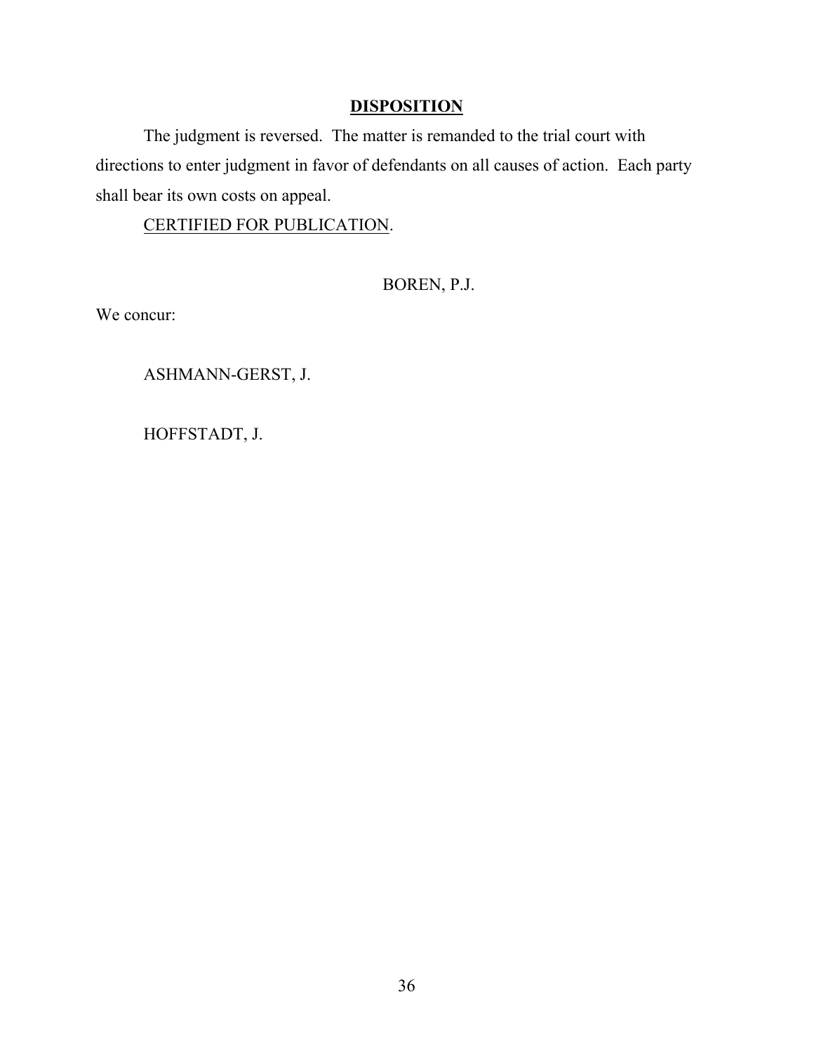## DISPOSITION

The judgment is reversed. The matter is remanded to the trial court with directions to enter judgment in favor of defendants on all causes of action. Each party shall bear its own costs on appeal.

CERTIFIED FOR PUBLICATION.

BOREN, P.J.

We concur:

ASHMANN-GERST, J.

HOFFSTADT, J.